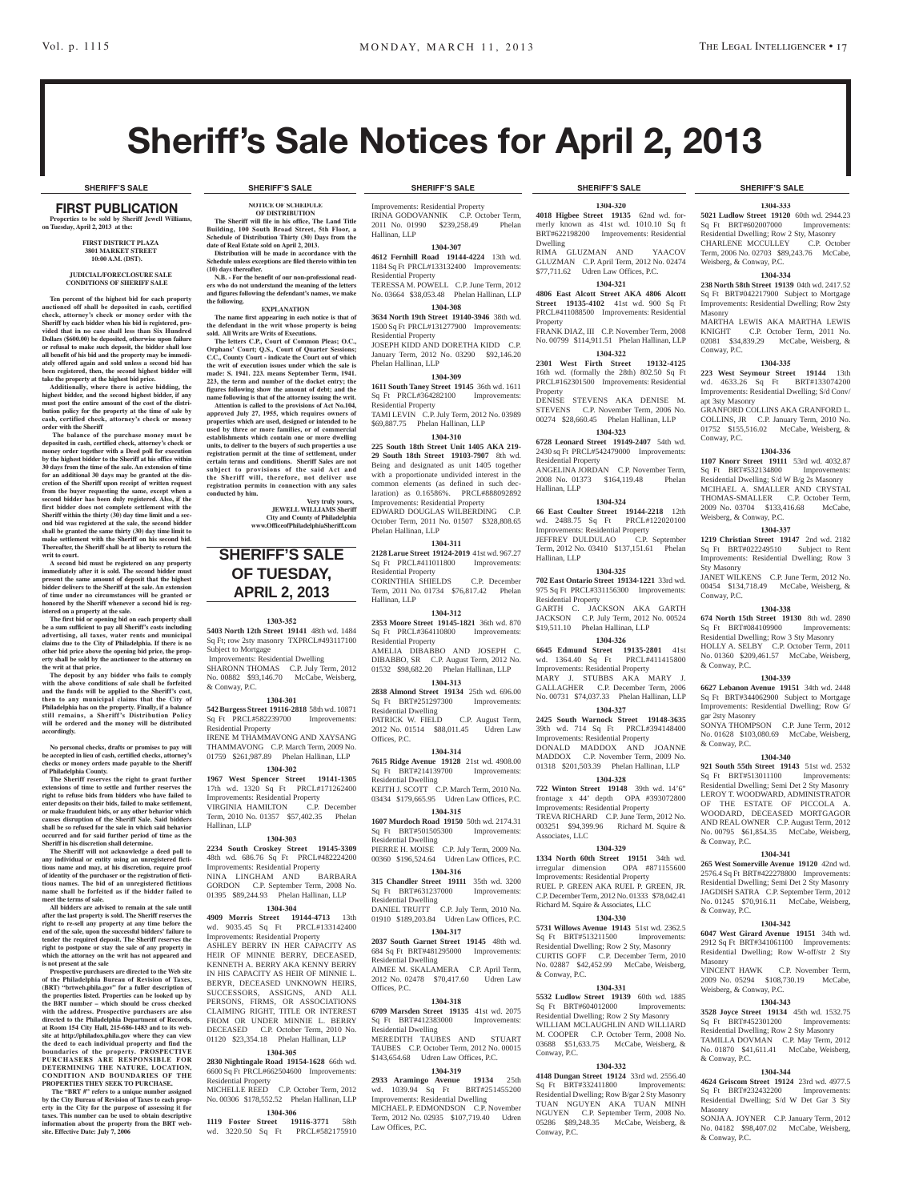# Sheriff's Sale Notices for April 2, 2013

## SHERIFF'S SALE

### FIRST PUBLICATION

**Properties to be sold by Sheriff Jewell Williams, on Tuesday, April 2, 2013 at the:**

**FIRST DISTRICT PLAZA**
**3801 MARKET STREET**
**10:00 A.M. (DST).**

**JUDICIAL/FORECLOSURE SALE CONDITIONS OF SHERIFF SALE**

**Ten percent of the highest bid for each property auctioned off shall be deposited in cash, certified check, attorney's check or money order with the Sheriff by each bidder when his bid is registered, provided that in no case shall less than Six Hundred Dollars ($600.00) be deposited, otherwise upon failure or refusal to make such deposit, the bidder shall lose all benefit of his bid and the property may be immediately offered again and sold unless a second bid has been registered, then, the second highest bidder will take the property at the highest bid price.**

**Additionally, where there is active bidding, the highest bidder, and the second highest bidder, if any must post the entire amount of the cost of the distribution policy for the property at the time of sale by cash, certified check, attorney's check or money order with the Sheriff**

**The balance of the purchase money must be deposited in cash, certified check, attorney's check or money order together with a Deed poll for execution by the highest bidder to the Sheriff at his office within 30 days from the time of the sale. An extension of time for an additional 30 days may be granted at the discretion of the Sheriff upon receipt of written request from the buyer requesting the same, except when a second bidder has been duly registered. Also, if the first bidder does not complete settlement with the Sheriff within the thirty (30) day time limit and a second bid was registered at the sale, the second bidder shall be granted the same thirty (30) day time limit to make settlement with the Sheriff on his second bid. Thereafter, the Sheriff shall be at liberty to return the writ to court.**

**A second bid must be registered on any property immediately after it is sold. The second bidder must present the same amount of deposit that the highest bidder delivers to the Sheriff at the sale. An extension of time under no circumstances will be granted or honored by the Sheriff whenever a second bid is registered on a property at the sale.**

**The first bid or opening bid on each property shall be a sum sufficient to pay all Sheriff's costs including advertising, all taxes, water rents and municipal claims due to the City of Philadelphia. If there is no other bid price above the opening bid price, the property shall be sold by the auctioneer to the attorney on the writ at that price.**

**The deposit by any bidder who fails to comply with the above conditions of sale shall be forfeited and the funds will be applied to the Sheriff's cost, then to any municipal claims that the City of Philadelphia has on the property. Finally, if a balance still remains, a Sheriff's Distribution Policy will be ordered and the money will be distributed accordingly.**

**No personal checks, drafts or promises to pay will be accepted in lieu of cash, certified checks, attorney's checks or money orders made payable to the Sheriff of Philadelphia County.**

**The Sheriff reserves the right to grant further extensions of time to settle and further reserves the right to refuse bids from bidders who have failed to enter deposits on their bids, failed to make settlement, or make fraudulent bids, or any other behavior which causes disruption of the Sheriff Sale. Said bidders shall be so refused for the sale in which said behavior occurred and for said further period of time as the Sheriff in his discretion shall determine.**

**The Sheriff will not acknowledge a deed poll to any individual or entity using an unregistered fictitious name and may, at his discretion, require proof of identity of the purchaser or the registration of fictitious names. The bid of an unregistered fictitious name shall be forfeited as if the bidder failed to meet the terms of sale.**

**All bidders are advised to remain at the sale until after the last property is sold. The Sheriff reserves the right to re-sell any property at any time before the end of the sale, upon the successful bidders' failure to tender the required deposit. The Sheriff reserves the right to postpone or stay the sale of any property in which the attorney on the writ has not appeared and is not present at the sale**

**Prospective purchasers are directed to the Web site of the Philadelphia Bureau of Revision of Taxes, (BRT) "brtweb.phila.gov" for a fuller description of the properties listed. Properties can be looked up by the BRT number – which should be cross checked with the address. Prospective purchasers are also directed to the Philadelphia Department of Records, at Room 154 City Hall, 215-686-1483 and to its website at http://philadox.phila.gov where they can view the deed to each individual property and find the boundaries of the property. PROSPECTIVE PURCHASERS ARE RESPONSIBLE FOR DETERMINING THE NATURE, LOCATION, CONDITION AND BOUNDARIES OF THE PROPERTIES THEY SEEK TO PURCHASE.**

**The "BRT #" refers to a unique number assigned by the City Bureau of Revision of Taxes to each property in the City for the purpose of assessing it for taxes. This number can be used to obtain descriptive information about the property from the BRT website. Effective Date: July 7, 2006**

**NOTICE OF SCHEDULE OF DISTRIBUTION**

**The Sheriff will file in his office, The Land Title Building, 100 South Broad Street, 5th Floor, a Schedule of Distribution Thirty (30) Days from the date of Real Estate sold on April 2, 2013.**

**Distribution will be made in accordance with the Schedule unless exceptions are filed thereto within ten (10) days thereafter.**

**N.B. - For the benefit of our non-professional readers who do not understand the meaning of the letters and figures following the defendant's names, we make the following.**

**EXPLANATION**

**The name first appearing in each notice is that of the defendant in the writ whose property is being sold. All Writs are Writs of Executions.**

**The letters C.P., Court of Common Pleas; O.C., Orphans' Court; Q.S., Court of Quarter Sessions; C.C., County Court - indicate the Court out of which the writ of execution issues under which the sale is made: S. 1941. 223. means September Term, 1941. 223, the term and number of the docket entry; the figures following show the amount of debt; and the name following is that of the attorney issuing the writ.**

**Attention is called to the provisions of Act No.104, approved July 27, 1955, which requires owners of properties which are used, designed or intended to be used by three or more families, or of commercial establishments which contain one or more dwelling units, to deliver to the buyers of such properties a use registration permit at the time of settlement, under certain terms and conditions. Sheriff Sales are not subject to provisions of the said Act and the Sheriff will, therefore, not deliver use registration permits in connection with any sales conducted by him.**

**Very truly yours,**
**JEWELL WILLIAMS Sheriff**
**City and County of Philadelphia**
**www.OfficeofPhiladelphiaSheriff.com**

## SHERIFF'S SALE OF TUESDAY, APRIL 2, 2013

**1303-352**

**5403 North 12th Street 19141** 48th wd. 1484 Sq Ft; row 2sty masonry TXPRCL#493117100 Subject to Mortgage Improvements: Residential Dwelling
SHARONN THOMAS C.P. July Term, 2012 No. 00882 $93,146.70 McCabe, Weisberg, & Conway, P.C.

**1304-301**

**542 Burgess Street 19116-2818** 58th wd. 10871 Sq Ft PRCL#582239700 Improvements: Residential Property
IRENE M THAMMAVONG AND XAYSANG THAMMAVONG C.P. March Term, 2009 No. 01759 $261,987.89 Phelan Hallinan, LLP

**1304-302**

**1967 West Spencer Street 19141-1305** 17th wd. 1320 Sq Ft PRCL#171262400 Improvements: Residential Property
VIRGINIA HAMILTON C.P. December Term, 2010 No. 01357 $57,402.35 Phelan Hallinan, LLP

**1304-303**

**2234 South Croskey Street 19145-3309** 48th wd. 686.76 Sq Ft PRCL#482224200 Improvements: Residential Property
NINA LINGHAM AND BARBARA GORDON C.P. September Term, 2008 No. 01395 $89,244.93 Phelan Hallinan, LLP

**1304-304**

**4909 Morris Street 19144-4713** 13th wd. 9035.45 Sq Ft PRCL#133142400 Improvements: Residential Property
ASHLEY BERRY IN HER CAPACITY AS HEIR OF MINNIE BERRY, DECEASED, KENNETH A. BERRY AKA KENNY BERRY IN HIS CAPACITY AS HEIR OF MINNIE L. BERYR, DECEASED UNKNOWN HEIRS, SUCCESSORS, ASSIGNS, AND ALL PERSONS, FIRMS, OR ASSOCIATIONS CLAIMING RIGHT, TITLE OR INTEREST FROM OR UNDER MINNIE L. BERRY DECEASED C.P. October Term, 2010 No. 01120 $23,354.18 Phelan Hallinan, LLP

**1304-305**

**2830 Nightingale Road 19154-1628** 66th wd. 6600 Sq Ft PRCL#662504600 Improvements: Residential Property
MICHELLE REED C.P. October Term, 2012 No. 00306 $178,552.52 Phelan Hallinan, LLP

**1304-306**

**1119 Foster Street 19116-3771** 58th wd. 3220.50 Sq Ft PRCL#582175910 Improvements: Residential Property
IRINA GODOVANNIK C.P. October Term, 2011 No. 01990 $239,258.49 Phelan Hallinan, LLP

**1304-307**

**4612 Fernhill Road 19144-4224** 13th wd. 1184 Sq Ft PRCL#133132400 Improvements: Residential Property
TERESSA M. POWELL C.P. June Term, 2012 No. 03664 $38,053.48 Phelan Hallinan, LLP

**1304-308**

**3634 North 19th Street 19140-3946** 38th wd. 1500 Sq Ft PRCL#131277900 Improvements: Residential Property
JOSEPH KIDD AND DORETHA KIDD C.P. January Term, 2012 No. 03290 $92,146.20 Phelan Hallinan, LLP

**1304-309**

**1611 South Taney Street 19145** 36th wd. 1611 Sq Ft PRCL#364282100 Improvements: Residential Property
TAMI LEVIN C.P. July Term, 2012 No. 03989 $69,887.75 Phelan Hallinan, LLP

**1304-310**

**225 South 18th Street Unit 1405 AKA 219-29 South 18th Street 19103-7907** 8th wd. Being and designated as unit 1405 together with a proportionate undivided interest in the common elements (as defined in such declaration) as 0.16586%. PRCL#888092892 Improvements: Residential Property
EDWARD DOUGLAS WILBERDING C.P. October Term, 2011 No. 01507 $328,808.65 Phelan Hallinan, LLP

**1304-311**

**2128 Larue Street 19124-2019** 41st wd. 967.27 Sq Ft PRCL#411011800 Improvements: Residential Property
CORINTHIA SHIELDS C.P. December Term, 2011 No. 01734 $76,817.42 Phelan Hallinan, LLP

**1304-312**

**2353 Moore Street 19145-1821** 36th wd. 870 Sq Ft PRCL#364110800 Improvements: Residential Property
AMELIA DIBABBO AND JOSEPH C. DIBABBO, SR C.P. August Term, 2012 No. 01532 $98,682.20 Phelan Hallinan, LLP

**1304-313**

**2838 Almond Street 19134** 25th wd. 696.00 Sq Ft BRT#251297300 Improvements: Residential Dwelling
PATRICK W. FIELD C.P. August Term, 2012 No. 01514 $88,011.45 Udren Law Offices, P.C.

**1304-314**

**7615 Ridge Avenue 19128** 21st wd. 4908.00 Sq Ft BRT#214139700 Improvements: Residential Dwelling
KEITH J. SCOTT C.P. March Term, 2010 No. 03434 $179,665.95 Udren Law Offices, P.C.

**1304-315**

**1607 Murdoch Road 19150** 50th wd. 2174.31 Sq Ft BRT#501505300 Improvements: Residential Dwelling
PIERRE H. MOISE C.P. July Term, 2009 No. 00360 $196,524.64 Udren Law Offices, P.C.

**1304-316**

**315 Chandler Street 19111** 35th wd. 3200 Sq Ft BRT#631237000 Improvements: Residential Dwelling
DANIEL TRUITT C.P. July Term, 2010 No. 01910 $189,203.84 Udren Law Offices, P.C.

**1304-317**

**2037 South Garnet Street 19145** 48th wd. 684 Sq Ft BRT#481295000 Improvements: Residential Dwelling
AIMEE M. SKALAMERA C.P. April Term, 2012 No. 02478 $70,417.60 Udren Law Offices, P.C.

**1304-318**

**6709 Marsden Street 19135** 41st wd. 2075 Sq Ft BRT#412383000 Improvements: Residential Dwelling
MEREDITH TAUBES AND STUART TAUBES C.P. October Term, 2012 No. 00015 $143,654.68 Udren Law Offices, P.C.

**1304-319**

**2933 Aramingo Avenue 19134** 25th wd. 1039.94 Sq Ft BRT#251455200 Improvements: Residential Dwelling
MICHAEL P. EDMONDSON C.P. November Term, 2012 No. 02935 $107,719.40 Udren Law Offices, P.C.

**1304-320**

**4018 Higbee Street 19135** 62nd wd. formerly known as 41st wd. 1010.10 Sq Ft BRT#622198200 Improvements: Residential Dwelling
RIMA GLUZMAN AND YAACOV GLUZMAN C.P. April Term, 2012 No. 02474 $77,711.62 Udren Law Offices, P.C.

**1304-321**

**4806 East Alcott Street AKA 4806 Alcott Street 19135-4102** 41st wd. 900 Sq Ft PRCL#411088500 Improvements: Residential Property
FRANK DIAZ, III C.P. November Term, 2008 No. 00799 $114,911.51 Phelan Hallinan, LLP

**1304-322**

**2301 West Firth Street 19132-4125** 16th wd. (formally the 28th) 802.50 Sq Ft PRCL#162301500 Improvements: Residential Property
DENISE STEVENS AKA DENISE M. STEVENS C.P. November Term, 2006 No. 00274 $28,660.45 Phelan Hallinan, LLP

**1304-323**

**6728 Leonard Street 19149-2407** 54th wd. 2430 sq Ft PRCL#542479000 Improvements: Residential Property
ANGELINA JORDAN C.P. November Term, 2008 No. 01373 $164,119.48 Phelan Hallinan, LLP

**1304-324**

**66 East Coulter Street 19144-2218** 12th wd. 2488.75 Sq Ft PRCL#122020100 Improvements: Residential Property
JEFFREY DULDULAO C.P. September Term, 2012 No. 03410 $137,151.61 Phelan Hallinan, LLP

**1304-325**

**702 East Ontario Street 19134-1221** 33rd wd. 975 Sq Ft PRCL#331156300 Improvements: Residential Property
GARTH C. JACKSON AKA GARTH JACKSON C.P. July Term, 2012 No. 00524 $19,511.10 Phelan Hallinan, LLP

**1304-326**

**6645 Edmund Street 19135-2801** 41st wd. 1364.40 Sq Ft PRCL#411415800 Improvements: Residential Property
MARY J. STUBBS AKA MARY J. GALLAGHER C.P. December Term, 2006 No. 00731 $74,037.33 Phelan Hallinan, LLP

**1304-327**

**2425 South Warnock Street 19148-3635** 39th wd. 714 Sq Ft PRCL#394148400 Improvements: Residential Property
DONALD MADDOX AND JOANNE MADDOX C.P. November Term, 2009 No. 01318 $201,503.39 Phelan Hallinan, LLP

**1304-328**

**722 Winton Street 19148** 39th wd. 14'6" frontage x 44' depth OPA #393072800 Improvements: Residential Property
TREVA RICHARD C.P. June Term, 2012 No. 003251 $94,399.96 Richard M. Squire & Associates, LLC

**1304-329**

**1334 North 60th Street 19151** 34th wd. irregular dimension OPA #871155600 Improvements: Residential Property
RUEL P. GREEN AKA RUEL P. GREEN, JR. C.P. December Term, 2012 No. 01333 $78,042.41 Richard M. Squire & Associates, LLC

**1304-330**

**5731 Willows Avenue 19143** 51st wd. 2362.5 Sq Ft BRT#513211500 Improvements: Residential Dwelling; Row 2 Sty, Masonry
CURTIS GOFF C.P. December Term, 2010 No. 02887 $42,452.99 McCabe, Weisberg, & Conway, P.C.

**1304-331**

**5532 Ludlow Street 19139** 60th wd. 1885 Sq Ft BRT#604012000 Improvements: Residential Dwelling; Row 2 Sty Masonry
WILLIAM MCLAUGHLIN AND WILLIARD M. COOPER C.P. October Term, 2008 No. 03688 $51,633.75 McCabe, Weisberg, & Conway, P.C.

**1304-332**

**4148 Dungan Street 19124** 33rd wd. 2556.40 Sq Ft BRT#332411800 Improvements: Residential Dwelling; Row B/gar 2 Sty Masonry
TUAN NGUYEN AKA TUAN MINH NGUYEN C.P. September Term, 2008 No. 05286 $89,248.35 McCabe, Weisberg, & Conway, P.C.

**1304-333**

**5021 Ludlow Street 19120** 60th wd. 2944.23 Sq Ft BRT#602007000 Improvements: Residential Dwelling; Row 2 Sty, Masonry
CHARLENE MCCULLEY C.P. October Term, 2006 No. 02703 $89,243.76 McCabe, Weisberg, & Conway, P.C.

**1304-334**

**238 North 58th Street 19139** 04th wd. 2417.52 Sq Ft BRT#042217900 Subject to Mortgage Improvements: Residential Dwelling; Row 2sty Masonry
MARTHA LEWIS AKA MARTHA LEWIS KNIGHT C.P. October Term, 2011 No. 02081 $34,839.29 McCabe, Weisberg, & Conway, P.C.

**1304-335**

**223 West Seymour Street 19144** 13th wd. 4633.26 Sq Ft BRT#133074200 Improvements: Residential Dwelling; S/d Conv/apt 3sty Masonry
GRANFORD COLLINS AKA GRANFORD L. COLLINS, JR C.P. January Term, 2010 No. 01752 $155,516.02 McCabe, Weisberg, & Conway, P.C.

**1304-336**

**1107 Knorr Street 19111** 53rd wd. 4032.87 Sq Ft BRT#532134800 Improvements: Residential Dwelling; S/d W B/g 2s Masonry
MCIHAEL A. SMALLER AND CRYSTAL THOMAS-SMALLER C.P. October Term, 2009 No. 03704 $133,416.68 McCabe, Weisberg, & Conway, P.C.

**1304-337**

**1219 Christian Street 19147** 2nd wd. 2182 Sq Ft BRT#022249510 Subject to Rent Improvements: Residential Dwelling; Row 3 Sty Masonry
JANET WILKENS C.P. June Term, 2012 No. 00454 $134,718.49 McCabe, Weisberg, & Conway, P.C.

**1304-338**

**674 North 15th Street 19130** 8th wd. 2890 Sq Ft BRT#084109900 Improvements: Residential Dwelling; Row 3 Sty Masonry
HOLLY A. SELBY C.P. October Term, 2011 No. 01360 $209,461.57 McCabe, Weisberg, & Conway, P.C.

**1304-339**

**6627 Lebanon Avenue 19151** 34th wd. 2448 Sq Ft BRT#344062900 Subject to Mortgage Improvements: Residential Dwelling; Row G/gar 2sty Masonry
SONYA THOMPSON C.P. June Term, 2012 No. 01628 $103,080.69 McCabe, Weisberg, & Conway, P.C.

**1304-340**

**921 South 55th Street 19143** 51st wd. 2532 Sq Ft BRT#513011100 Improvements: Residential Dwelling; Semi Det 2 Sty Masonry
LEROY T. WOODWARD, ADMINISTRATOR OF THE ESTATE OF PICCOLA A. WOODARD, DECEASED MORTGAGOR AND REAL OWNER C.P. August Term, 2012 No. 00795 $61,854.35 McCabe, Weisberg, & Conway, P.C.

**1304-341**

**265 West Somerville Avenue 19120** 42nd wd. 2576.4 Sq Ft BRT#422278800 Improvements: Residential Dwelling; Semi Det 2 Sty Masonry
JAGDISH SATRA C.P. September Term, 2012 No. 01245 $70,916.11 McCabe, Weisberg, & Conway, P.C.

**1304-342**

**6047 West Girard Avenue 19151** 34th wd. 2912 Sq Ft BRT#341061100 Improvements: Residential Dwelling; Row W-off/str 2 Sty Masonry
VINCENT HAWK C.P. November Term, 2009 No. 05294 $108,730.19 McCabe, Weisberg, & Conway, P.C.

**1304-343**

**3528 Joyce Street 19134** 45th wd. 1532.75 Sq Ft BRT#452301200 Improvements: Residential Dwelling; Row 2 Sty Masonry
TAMILLA DOVMAN C.P. May Term, 2012 No. 01870 $41,611.41 McCabe, Weisberg, & Conway, P.C.

**1304-344**

**4624 Griscom Street 19124** 23rd wd. 4977.5 Sq Ft BRT#232432200 Improvements: Residential Dwelling; S/d W Det Gar 3 Sty Masonry
SONJA A. JOYNER C.P. January Term, 2012 No. 04182 $98,407.02 McCabe, Weisberg, & Conway, P.C.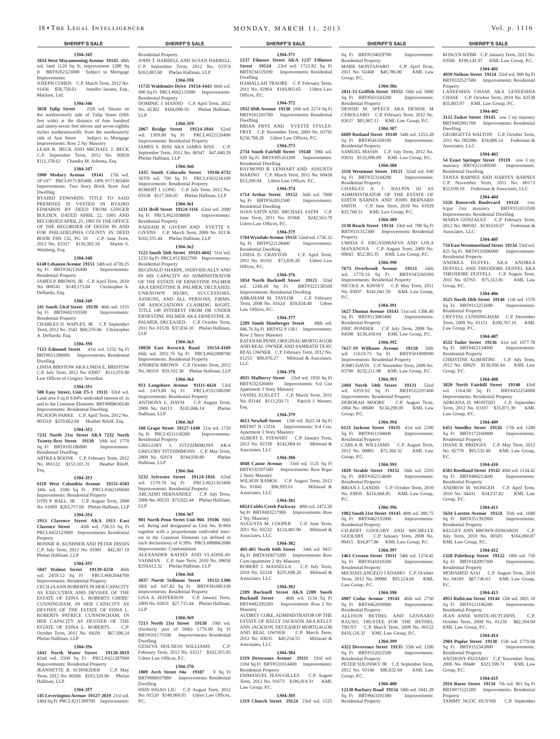## SHERIFF'S SALE

**1304-345**

**1834 West Moyamensing Avenue 19145** 48th wd. land 1120 Sq ft; improvement 1280 Sq ft BRT#262323000 Subject to Mortgage Improvements:
JOSEPH COHEN C.P. March Term, 2012 No. 01456 $58,758.63 Jennifer Iacono, Esq., Mattioni, Ltd.

**1304-346**

**3058 Tulip Street** 25th wd. Situate on the northwesterly side of Tulip Street (fifth feet wide) at the distance of four hundred and ninety-seven feet eleven and seven-eighths inches northeastwardly from the northeasterly side of Ann Street Subject to Mortgage Improvements: Row 2 Sty Masonry
LEAH B. BECK AND MICHAEL J. BECK C.P. September Term, 2012 No. 00920 $111,378.62 Chandra M. Arkema, Esq.

**1304-347**

**1900 Medary Avenue 19141** 17th wd. 18'x97' PRCL#171305400, OPA #171305400 Improvements: Two Story Brick Store And Dwelling
BYAIRD EDWARDS; TITLE TO SAID PREMISES IS VESTED IN BYAIRD EDWARDS BY DEED FROM GINGER BOLDEN, DATED APRIL 22, 1985 AND RECORDED APRIL 25, 1985 IN THE OFFICE OF THE RECORDER OF DEEDS IN AND FOR PHILADELPHIA COUNTY IN DEED BOOK FHS 132, PG 10 C.P. June Term, 2012 No. 03317 $116,302.18 Martin S. Weisberg, Esq.

**1304-348**

**6140 Lebanon Avenue 19151** 34th wd. 4739.25 Sq Ft BRT#342126400 Improvements: Residential Property
JAMES P. BROWN, JR C.P. April Term, 2010 No. 000541 $149,173.84 Christopher A. DeNardo, Esq.

**1304-349**

**241 South 53rd Street 19139** 46th wd. 1155 Sq Ft BRT#602193500 Improvements: Residential Property
CHARLES H. WAPLES, JR C.P. September Term, 2012 No. 3542 $68,376.06 Christopher A. DeNardo, Esq.

**1304-350**

**7123 Edmund Street** 41st wd. 1232 Sq Ft BRT#651290000 Improvements: Residential Dwelling
LINDA BIRSTOW AKA LINDA E. BRISTOW C.P. July Term, 2012 No. 03907 $113,370.90 Law Offices of Gregory Javardian

**1304-351**

**508 Easy Street, Unit T5-1 19111** 63rd wd. Land area 0 sq ft 0.84% undivided interest of, in and to the Common Elements BRT#888630240 Improvements: Residential Dwelling
PILSOON PARKE C.P. April Term, 2012 No. 003518 $259,662.84 Heather Riloff, Esq.

**1304-352**

**7232 North 21st Street AKA 7232 North Twenty-first Street 19138** 10th wd. 1770 Sq Ft BRT#101186800 Improvements: Residential Dwelling
ARTKEA BOONE C.P. February Term, 2012 No. 001122 $153,101.31 Heather Riloff, Esq.

**1304-353**

**6118 West Columbia Avenue 19151-4503** 34th wd. 3300 Sq Ft PRCL#342109600 Improvements: Residential Property
OTIS P. BALL, JR C.P. August Term, 2008 No. 01009 $263,757.66 Phelan Hallinan, LLP

**1304-354**

**1913 Clarence Street AKA 1913 East Clarence Street** 45th wd. 728.53 Sq Ft PRCL#452123900 Improvements: Residential Property
BONNIE R. KUSHNER AND PETER DISSIN C.P. July Term, 2012 No. 01981 $42,307.19 Phelan Hallinan, LLP

**1304-355**

**5047 Walnut Street 19139-4250** 46th wd. 2459.52 Sq Ft PRCL#602044700 Improvements: Residential Property
CECILIA ANN ROBERTS IN HER CAPACITY AS EXECUTRIX AND DEVISEE OF THE ESTATE OF EDNA L. ROBERTS CHERE' CUNNINGHAM, IN HER CAPACITY AS DEVISEE OF THE ESTATE OF EDNA L. ROBERTS PATRICE CUNNINGHAM, IN HER CAPACITY AS DEVISEE OF THE ESTATE OF EDNA L. ROBERTS. C.P. October Term, 2011 No. 04291 $67,590.24 Phelan Hallinan, LLP

**1304-356**

**5441 North Water Street 19120-3019** 42nd wd. 5500 Sq Ft PRCL#421287000 Improvements: Residential Property
JEANNETTE B. SCHNEIDER C.P. May Term, 2012 No. 00266 $163,320.96 Phelan Hallinan, LLP

**1304-357**

**145 Leverington Avenue 19127-2019** 21st wd. 1404 Sq Ft PRCL#211399700 Improvements: Residential Property
JOHN T. HARRELL AND SUSAN HARRELL C.P. September Term, 2012 No. 03374 $163,883.60 Phelan Hallinan, LLP

**1304-358**

**11735 Waldemire Drive 19154-3443** 66th wd. 900 Sq Ft PRCL#662131900 Improvements: Residential Property
DOMINIC J. MANNO C.P. April Term, 2012 No. 02302 $184,090.16 Phelan Hallinan, LLP

**1304-359**

**2067 Bridge Street 19124-2044** 62nd wd. 1309.80 Sq Ft PRCL#622120400 Improvements: Residential Property
JAMES S. RISS AKA JAMES RISS C.P. September Term, 2012 No. 00347 $47,040.29 Phelan Hallinan, LLP

**1304-360**

**1435 South Colorado Street 19146-4732** 36TH wd. 700 Sq Ft PRCL#365216100 Improvements: Residential Property
ROBERT J. LONG C.P. July Term, 2012 No. 03558 $117,566.05 Phelan Hallinan, LLP

**1304-361**

**1131 Brill Street 19124-1116** 62nd wd. 2000 Sq Ft PRCL#621038800 Improvements: Residential Property
NADJAHI R. GIVENS AND YVETTE V. GIVENS C.P. March Term, 2009 No. 02136 $102,335.44 Phelan Hallinan, LLP

**1304-362**

**1122 South 56th Street 19143-4042** 51st wd. 1232 Sq Ft PRCL#513022700 Improvements: Residential Property
REGINALD SHARPE, INDIVIDUALLY AND IN HIS CAPACITY AS ADMINISTRATOR OF THE ESTATE OF ERNESTINE PALMER AKA ERNESTINE B. PALMER, DECEASED. UNKNOWN HEIRS, SUCCESSORS, ASSIGNS, AND ALL PERSONS, FIRMS, OR ASSOCIATIONS CLAIMING RIGHT, TITLE OR INTEREST FROM OR UNDER ERNESTINE PALMER AKA ERNESTINE B. PALMER, DECEASED. C.P. October Term, 2011 No. 01539 $37,834.10 Phelan Hallinan, LLP

**1304-363**

**10830 East Keswick Road 19154-4109** 66th wd. 2051.76 Sq Ft PRCL#662098700 Improvements: Residential Property
ANDREW BROWN C.P. October Term, 2012 No. 00318 $59,102.30 Phelan Hallinan, LLP

**1304-364**

**913 Longshore Avenue 91111-4424** 53rd wd. 2419.80 Sq Ft PRCL#532180200 Improvements: Residential Property
ANTHONY L. DAVIS C.P. August Term, 2009 No. 04113 $105,006.14 Phelan Hallinan, LLP

**1304-365**

**168 Grape Street 19127-1440** 21st wd. 1710 Sq Ft PRCL#211118200 Improvements: Residential Property
GREGORY J. FITZSIMMONS AKA GREGORY FITZSIMMONS C.P. May Term, 2009 No. 02074 $194,930.80 Phelan Hallinan, LLP

**1304-366**

**5232 Sylvester Street 19124-1816** 62nd wd. 1570.78 Sq Ft PRCL#621363400 Improvements: Residential Property
ARCADIO HERNANDEZ C.P. July Term, 2006 No. 00533 $73,822.44 Phelan Hallinan, LLP

**1304-367**

**901 North Penn Street Unit 904 19106** 88th wd. Being and designated as Unit No. R-904 together with a proportionate undivided interest in the Common Elements (as defined in such declaration) of 0.39% PRCL#888062088 Improvements: Condominium
ALEXANDER KATSEF AND VLADISLAV VAISMAN C.P. June Term, 2010 No. 00050 $259,612.32 Phelan Hallinan, LLP

**1304-368**

**3037 North Stillman Street 19132-1306** 38th wd. 647.82 Sq Ft BRT#381085100 Improvements: Residential Property
LISA A. JEFFERSON C.P. January Term, 2009 No. 02831 $27,715.44 Phelan Hallinan, LLP

**1304-369**

**7213 North 21st Street 19138** 10th wd. (formerly part of 50th) 1770.00 Sq Ft BRT#101175500 Improvements: Residential Dwelling
GENEVA HOLNESS WILLIAMS C.P. February Term, 2012 No. 03217 $102,355.95 Udren Law Offices, P.C.

**1304-370**

**1009 Arch Street #4a 19107** 0 Sq Ft BRT#888037880 Improvements: Residential Dwelling
HSIN HSIAO LIU C.P. August Term, 2012 No. 01520 $140,060.05 Udren Law Offices, P.C.

**1304-371**

**1237 Filmore Street AKA 1237 Fillmore Street 19124** 23rd wd. 1722.82 Sq Ft BRT#234119200 Improvements: Residential Dwelling
HAMALLAH TRAORE C.P. February Term, 2011 No. 02964 $169,803.65 Udren Law Offices, P.C.

**1304-372**

**1932 69th Avenue 19138** 10th wd. 2274 Sq Ft BRT#101265700 Improvements: Residential Dwelling
BRIAN FRYE AND YVETTE STYLES-FRYE C.P. November Term, 2009 No. 03795 $230,798.28 Udren Law Offices, P.C.

**1304-373**

**2734 South Fairhill Street 19148** 39th wd. 920 Sq Ft BRT#395163200 Improvements: Residential Dwelling
RAYMOND R. LENHART AND ASSUNTA MARINO C.P. March Term, 2011 No. 00458 $53,269.04 Udren Law Offices, P.C.

**1304-374**

**1714 Arthur Street 19152** 56th wd. 7800 Sq Ft BRT#562052500 Improvements: Residential Dwelling
JOAN SATIN AND MICHAEL SATIN C.P. June Term, 2011 No. 01968 $242,563.79 Udren Law Offices, P.C.

**1304-375**

**5704 Wyndale Avenue 19131** 52nd wd. 1736.32 Sq Ft BRT#522128400 Improvements: Residential Dwelling
LINDA D. CRAYTON C.P. April Term, 2011 No. 01161 $73,859.28 Udren Law Offices, P.C.

**1304-376**

**1834 North Bucknell Street 19121** 32nd wd. 1248.48 Sq Ft BRT#322138500 Improvements: Residential Dwelling
ABRAHAM M. TAYLOR C.P. February Term, 2008 No. 01624 $59,834.48 Udren Law Offices, P.C.

**1304-377**

**2209 South Hemberger Street** 48th wd. 686.76 Sq Ft BRT#32 S 1361 Improvements: Row 2 Story Masonry
RATANAK PENH, ORIGINAL MORTGAGOR AND REAL OWNER AND SAMBATH TEAV, REAL OWNER C.P. February Term, 2012 No. 01253 $90,070.27 Milstead & Asscoiates, LLC

**1304-378**

**4935 Mulberry Street** 23rd wd. 1950 Sq Ft BRT#232326000 Improvements: S/d Con Apartment 3 Story Masonry
VASSEL EUELETT C.P. March Term, 2011 No. 03144 $113,250.71 Patrick J. Wesner, Esq.

**1304-379**

**4613 Newhall Street** 13th wd. 3625.34 Sq Ft BRT#47 N 13216 Improvements: S/d Con, Apartment 3 Story Masonry
ALBERT E. STEWART C.P. January Term, 2012 No. 02338 $142,004.41 Milstead & Asscoiates, LLC

**1304-380**

**4048 Castor Avenue** 33rd wd. 1125 Sq Ft BRT#332507500 Improvements: Row B/gar 2 Story Masonry
WILSON RAMOS C.P. August Term, 2012 No. 01841 $96,993.61 Milstead & Associates, LLC

**1304-381**

**6824 Cobbs Creek Parkway** 40th wd. 2472.20 Sq Ft BRT#403227900 Improvements: Row 2 Sty, Masonry
AUGUSTA M. COOPER C.P. June Term, 2011 No. 03232 $124,481.90 Milstead & Associates, LLC

**1304-382**

**403-405 North 64th Street** 34th wd. 9457 Sq Ft BRT#343073200 Improvements: Row Conv/apartment 2 Sty Masonry
ROBERT J. MASSELLA C.P. July Term, 2010 No. 02218 $235,698.20 Milstead & Associates, LLC

**1304-383**

**2209 Bucknell Street AKA 2209 South Bucknell Street** 48th wd. 1134 Sq Ft BRT#482295200 Improvements: Row 2 Sty Masonry
AUDREY CORE, ADMINISTRATOR OF THE ESTATE OF KELLY JACKSON AKA KELLY ANN JACKSON, DECEASED MORTGAGOR AND REAL OWNER C.P. March Term, 2012 No. 03635 $40,254.55 Milstead & Asscoiates, LLC

**1304-384**

**1319 Devereaux Avenue 19111** 53rd wd. 1184 Sq Ft BRT#531014400 Improvements: Residential Property
EMMANUEL JEAN-GILLES C.P. August Term, 2012 No. 01673 $186,914.31 KML Law Group, P.C.

**1304-385**

**1319 Church Street 19124** 23rd wd. 1525 Sq Ft BRT#234029700 Improvements: Residential Property
MARK MONTANARO C.P. April Term, 2011 No. 02468 $40,786.00 KML Law Group, P.C.

**1304-386**

**2011-13 Griffith Street 19152** 56th wd. 5000 Sq Ft BRT#561543200 Improvements: Residential Property
DENISE M. SPEECE AKA DENISE M CEBOLLERO C.P. February Term, 2012 No. 02637 $85,907.11 KML Law Group, P.C.

**1304-387**

**6609 Rutland Street 19149** 54th wd. 1253.28 Sq Ft BRT#541169100 Improvements: Residential Property
SAMUEL MASIH C.P. July Term, 2012 No. 03031 $133,089.89 KML Law Group, P.C.

**1304-388**

**3110 Westmont Street 19121** 32nd wd. 840 Sq Ft BRT#323144200 Improvements: Residential Property
CHARLES A. J. HALPIN III AS ADMINISTRATOR OF THE ESTATE OF EDITH BARNES AND JOHN BERNARD SMITH C.P. June Term, 2010 No. 01929 $32,760.51 KML Law Group, P.C.

**1304-389**

**3138 Reach Street 19134** 33rd wd. 708 Sq Ft BRT#331312300 Improvements: Residential Property
UMIDA F. ERGASHBAEVA AND LOLA MANANOVA C.P. August Term, 2009 No. 00043 $52,383.35 KML Law Group, P.C.

**1304-390**

**7673 Overbrook Avenue 19151** 34th wd. 1778.16 Sq Ft BRT#343260300 Improvements: Residential Property
NICOLE A. KINSEY C.P. May Term, 2011 No. 03037 $141,041.50 KML Law Group, P.C.

**1304-391**

**5627 Thomas Avenue 19143** 51st wd. 1306.40 Sq Ft BRT#513085400 Improvements: Residential Property
ERIC PONDER C.P. July Term, 2008 No. 04590 $130,450.04 KML Law Group, P.C.

**1304-392**

**7617-19 Williams Avenue 19150** 50th wd. 11619.75 Sq Ft BRT#501008900 Improvements: Residential Property
JOMO DAVIS C.P. November Term, 2009 No. 03700 $232,211.98 KML Law Group, P.C.

**1304-393**

**2404 North 54th Street 19131** 52nd wd. 6359.92 Sq Ft BRT#522207400 Improvements: Residential Property
DEBORAH MOORE C.P. August Term, 2004 No. 00600 $134,299.00 KML Law Group, P.C.

**1304-394**

**6121 Jackson Street 19135** 41st wd. 2200 Sq Ft BRT#411194600 Improvements: Residential Property
CARLA B. WILLIAMS C.P. August Term, 2012 No. 00801 $72,360.32 KML Law Group, P.C.

**1304-395**

**1820 Strahle Street 19152** 56th wd. 2205 Sq Ft BRT#562154600 Improvements: Residential Property
BRIAN J. LANDIS C.P. October Term, 2010 No. 03856 $216,668.85 KML Law Group, P.C.

**1304-396**

**1902 South 21st Street 19145** 48th wd. 999.75 Sq Ft BRT#482135900 Improvements: Residential Property
GILBERT GOOLSBY AND MICHELLE GOOLSBY C.P. January Term, 2008 No. 00415 $34,877.86 KML Law Group, P.C.

**1304-397**

**1461 Creston Street 19111** 54th wd. 1274.45 Sq Ft BRT#541010200 Improvements: Residential Property
MICHAELANGELO I ADAMO C.P. October Term, 2012 No. 00988 $95,124.69 KML Law Group, P.C.

**1304-398**

**4907 Cedar Avenue 19143** 46th wd. 2750 Sq Ft BRT#462039900 Improvements: Residential Property
ALLISON BETHEL AND GENNARO RAUSO, TRUSTEE FOR THE BETHEL TRUST C.P. March Term, 2009 No. 00122 $419,126.32 KML Law Group, P.C.

**1304-399**

**4322 Devereaux Street 19135** 55th wd. 1200 Sq Ft BRT#552022500 Improvements: Residential Property
PETER SOLINSKY JR C.P. September Term, 2012 No. 03148 $86,932.04 KML Law Group, P.C.

**1304-400**

**12130 Barbary Road 19154** 58th wd. 5841.28 Sq Ft BRT#663191300 Improvements: Residential Property
ROSLYN WEBB C.P. January Term, 2012 No. 03566 $196,141.97 KML Law Group, P.C.

**1304-401**

**4039 Neilson Street 19124** 33rd wd. 900 Sq Ft BRT#332527500 Improvements: Residential Property
LANEESHIA CHASE AKA LENEESHIA CHASE C.P. October Term, 2010 No. 02538 $55,803.97 KML Law Group, P.C.

**1304-402**

**3132 Tasker Street 19145** row 2 sty masonry BRT#482001700 Improvements: Residential Dwelling
GEORGETTA WALTON C.P. October Term, 2011 No. 002086 $34,008.14 Federman & Associates, LLC

**1304-403**

**54 Eeast Springer Street 19119** row 3 sty masonry BRT#221189500 Improvements: Residential Dwelling
TANYA BARNES AND HARVEY BARNES C.P. November Term, 2011 No. 00173 $52,030.10 Federman & Associates, LLC

**1304-404**

**5326 Roosevelt Boulevard 19124** row b/gar 2sty masonry BRT#351033500 Improvements: Residential Dwelling
MARIA GONZALEZ C.P. February Term, 2012 No. 000502 $130,610.07 Federman & Associates, LLC

**1304-405**

**734 East Westmoreland Street 19134** 33rd wd. 825 Sq Ft BRT#331096000 Improvements: Residential Property
ANDREA DUFFEL AKA ANDREA DUFFELL AND THEODORE DUFFEL AKA THEODORE DUFFELL C.P. August Term, 2011 No. 02765 $75,312.81 KML Law Group, P.C.

**1304-406**

**3525 North 18th Street 19140** 11th wd. 1576 Sq Ft BRT#112251600 Improvements: Residential Property
CRYSTAL CUNNINGHAM C.P. December Term, 2009 No. 01151 $100,767.16 KML Law Group, P.C.

**1304-407**

**4532 Tudor Street 19136** 41st wd. 1077.78 Sq Ft BRT#412134000 Improvements: Residential Property
CHRISTINE ALBERTINI C.P. July Term, 2012 No. 00929 $130,956.44 KML Law Group, P.C.

**1304-408**

**3820 North Fairhill Street 19140** 43rd wd. 1164.90 Sq Ft BRT#432254000 Improvements: Residential Property
ADRIANA D. MONTIJO C.P. September Term, 2012 No. 03107 $35,871.39 KML Law Group, P.C.

**1304-409**

**6451 Smedley Street 19126** 17th wd. 1280 Sq Ft BRT#172160000 Improvements: Residential Property
DIANE R. BRIDGES C.P. May Term, 2012 No. 02778 $95,532.48 KML Law Group, P.C.

**1304-410**

**6502 Reedland Street 19142** 40th wd. 1134.42 Sq Ft BRT#406212600 Improvements: Residential Property
ANDREW M. WONGEH C.P. April Term, 2010 No. 04431 $34,237.82 KML Law Group, P.C.

**1304-411**

**5634 Loretto Avenue 19124** 35th wd. 1680 Sq Ft BRT#351392900 Improvements: Residential Property
KELLEY ANN BROWN-EDWARDS C.P. July Term, 2010 No. 00505 $164,060.87 KML Law Group, P.C.

**1304-412**

**1328 Palethorp Street 19122** 18th wd. 750 Sq Ft BRT#182097300 Improvements: Residential Property
MOHAMED AJAJ C.P. August Term, 2010 No. 04189 $87,746.63 KML Law Group, P.C.

**1304-413**

**4951 Rubicam Street 19144** 12th wd. 3821.10 Sq Ft BRT#121196200 Improvements: Residential Property
JEAN ANNE WHITE-HUTCHINS C.P. October Term, 2008 No. 01236 $82,294.94 KML Law Group, P.C.

**1304-414**

**2904 Poplar Street 19130** 15th wd. 1779.68 Sq Ft BRT#152343800 Improvements: Residential Property
ANTHONY PIZZARO C.P. November Term, 2006 No. 00440 $321,599.71 KML Law Group, P.C.

**1304-415**

**2916 Rorer Street 19134** 7th wd. 901 Sq Ft BRT#071521200 Improvements: Residential Property
TAMMY NGOC HUYNH C.P. September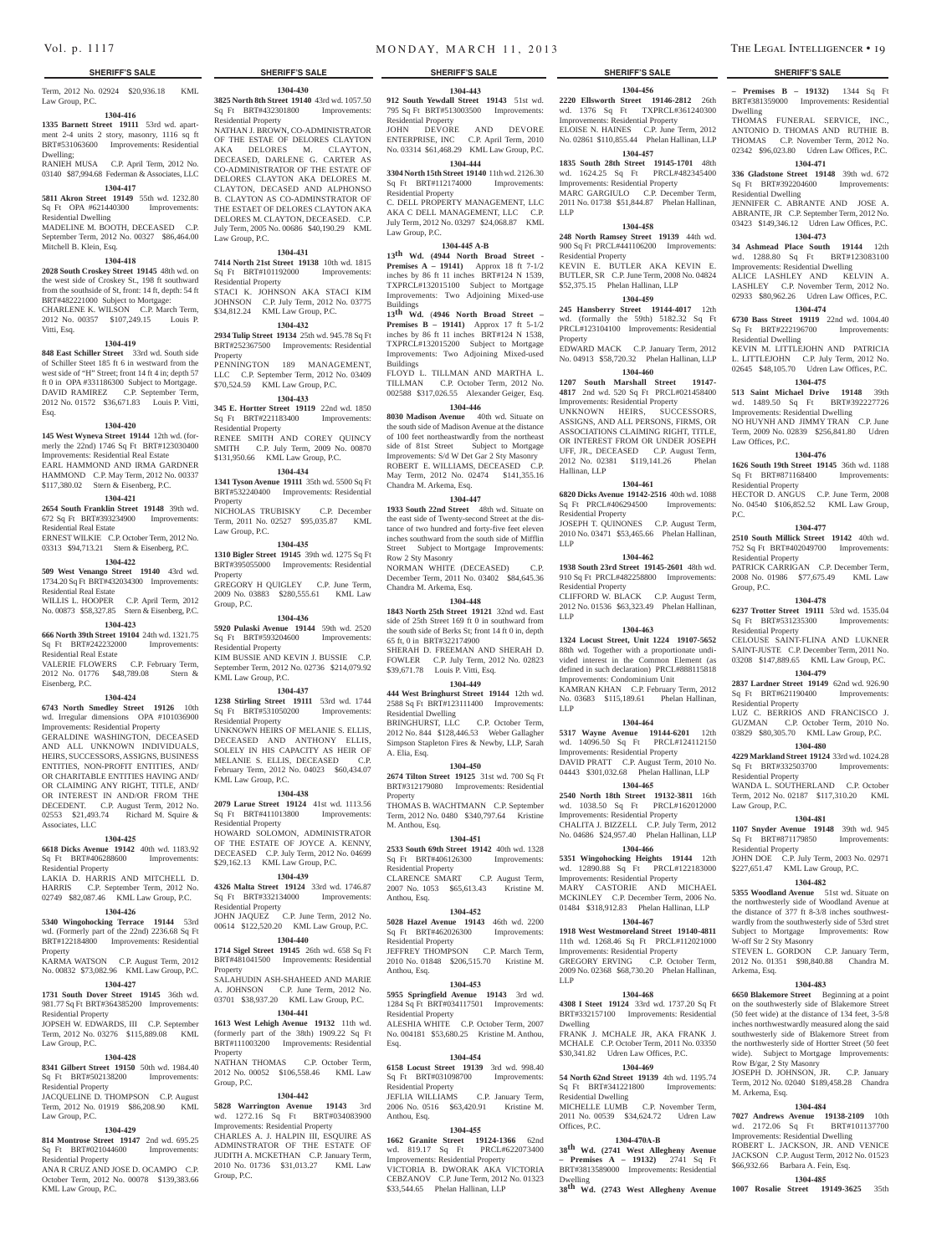## SHERIFF'S SALE

Term, 2012 No. 02924 $20,936.18 KML Law Group, P.C.

**1304-416**

**1335 Barnett Street 19111** 53rd wd. apartment 2-4 units 2 story, masonry, 1116 sq ft BRT#531063600 Improvements: Residential Dwelling;
RANIEH MUSA C.P. April Term, 2012 No. 03140 $87,994.68 Federman & Associates, LLC

**1304-417**

**5811 Akron Street 19149** 55th wd. 1232.80 Sq Ft OPA #621440300 Improvements: Residential Dwelling
MADELINE M. BOOTH, DECEASED C.P. September Term, 2012 No. 00327 $86,464.00 Mitchell B. Klein, Esq.

**1304-418**

**2028 South Croskey Street 19145** 48th wd. on the west side of Croskey St., 198 ft southward from the southside of St, front: 14 ft, depth: 54 ft BRT#482221000 Subject to Mortgage:
CHARLENE K. WILSON C.P. March Term, 2012 No. 00357 $107,249.15 Louis P. Vitti, Esq.

**1304-419**

**848 East Schiller Street** 33rd wd. South side of Schiller Steet 185 ft 6 in westward from the west side of "H" Street; front 14 ft 4 in; depth 57 ft 0 in OPA #331186300 Subject to Mortgage.
DAVID RAMIREZ C.P. September Term, 2012 No. 01572 $36,671.83 Louis P. Vitti, Esq.

**1304-420**

**145 West Wyneva Street 19144** 12th wd. (formerly the 22nd) 1746 Sq Ft BRT#123030400 Improvements: Residential Real Estate
EARL HAMMOND AND IRMA GARDNER HAMMOND C.P. May Term, 2012 No. 00337 $117,380.02 Stern & Eisenberg, P.C.

**1304-421**

**2654 South Franklin Street 19148** 39th wd. 672 Sq Ft BRT#393234900 Improvements: Residential Real Estate
ERNEST WILKIE C.P. October Term, 2012 No. 03313 $94,713.21 Stern & Eisenberg, P.C.

**1304-422**

**509 West Venango Street 19140** 43rd wd. 1734.20 Sq Ft BRT#432034300 Improvements: Residential Real Estate
WILLIS L. HOOPER C.P. April Term, 2012 No. 00873 $58,327.85 Stern & Eisenberg, P.C.

**1304-423**

**666 North 39th Street 19104** 24th wd. 1321.75 Sq Ft BRT#242232000 Improvements: Residential Real Estate
VALERIE FLOWERS C.P. February Term, 2012 No. 01776 $48,789.08 Stern & Eisenberg, P.C.

**1304-424**

**6743 North Smedley Street 19126** 10th wd. Irregular dimensions OPA #101036900 Improvements: Residential Property
GERALDINE WASHINGTON, DECEASED AND ALL UNKNOWN INDIVIDUALS, HEIRS, SUCCESSORS, ASSIGNS, BUSINESS ENTITIES, NON-PROFIT ENTITIES, AND/OR CHARITABLE ENTITIES HAVING AND/OR CLAIMING ANY RIGHT, TITLE, AND/OR INTEREST IN AND/OR FROM THE DECEDENT. C.P. August Term, 2012 No. 02553 $21,493.74 Richard M. Squire & Associates, LLC

**1304-425**

**6618 Dicks Avenue 19142** 40th wd. 1183.92 Sq Ft BRT#406288600 Improvements: Residential Property
LAKIA D. HARRIS AND MITCHELL D. HARRIS C.P. September Term, 2012 No. 02749 $82,087.46 KML Law Group, P.C.

**1304-426**

**5340 Wingohocking Terrace 19144** 53rd wd. (Formerly part of the 22nd) 2236.68 Sq Ft BRT#122184800 Improvements: Residential Property
KARMA WATSON C.P. August Term, 2012 No. 00832 $73,082.96 KML Law Group, P.C.

**1304-427**

**1731 South Dover Street 19145** 36th wd. 981.77 Sq Ft BRT#364385200 Improvements: Residential Property
JOPSEH W. EDWARDS, III C.P. September Term, 2012 No. 03276 $115,889.08 KML Law Group, P.C.

**1304-428**

**8341 Gilbert Street 19150** 50th wd. 1984.40 Sq Ft BRT#502138200 Improvements: Residential Property
JACQUELINE D. THOMPSON C.P. August Term, 2012 No. 01919 $86,208.90 KML Law Group, P.C.

**1304-429**

**814 Montrose Street 19147** 2nd wd. 695.25 Sq Ft BRT#021044600 Improvements: Residential Property
ANA R CRUZ AND JOSE D. OCAMPO C.P. October Term, 2012 No. 00078 $139,383.66 KML Law Group, P.C.

**1304-430**

**3825 North 8th Street 19140** 43rd wd. 1057.50 Sq Ft BRT#432301800 Improvements: Residential Property
NATHAN J. BROWN, CO-ADMINISTRATOR OF THE ESTAE OF DELORES CLAYTON AKA DELORES M. CLAYTON, DECEASED, DARLENE G. CARTER AS CO-ADMINISTRATOR OF THE ESTATE OF DELORES CLAYTON AKA DELORES M. CLAYTON, DECASED AND ALPHONSO B. CLAYTON AS CO-ADMINSTRATOR OF THE ESTAET OF DELORES CLAYTON AKA DELORES M. CLAYTON, DECEASED. C.P. July Term, 2005 No. 00686 $40,190.29 KML Law Group, P.C.

**1304-431**

**7414 North 21st Street 19138** 10th wd. 1815 Sq Ft BRT#101192000 Improvements: Residential Property
STACI K. JOHNSON AKA STACI KIM JOHNSON C.P. July Term, 2012 No. 03775 $34,812.24 KML Law Group, P.C.

**1304-432**

**2934 Tulip Street 19134** 25th wd. 945.78 Sq Ft BRT#252367500 Improvements: Residential Property
PENNINGTON 189 MANAGEMENT, LLC C.P. September Term, 2012 No. 03409 $70,524.59 KML Law Group, P.C.

**1304-433**

**345 E. Hortter Street 19119** 22nd wd. 1850 Sq Ft BRT#221183400 Improvements: Residential Property
RENEE SMITH AND COREY QUINCY SMITH C.P. July Term, 2009 No. 00870 $131,950.66 KML Law Group, P.C.

**1304-434**

**1341 Tyson Avenue 19111** 35th wd. 5500 Sq Ft BRT#532240400 Improvements: Residential Property
NICHOLAS TRUBISKY C.P. December Term, 2011 No. 02527 $95,035.87 KML Law Group, P.C.

**1304-435**

**1310 Bigler Street 19145** 39th wd. 1275 Sq Ft BRT#395055000 Improvements: Residential Property
GREGORY H QUIGLEY C.P. June Term, 2009 No. 03883 $280,555.61 KML Law Group, P.C.

**1304-436**

**5920 Pulaski Avenue 19144** 59th wd. 2520 Sq Ft BRT#593204600 Improvements: Residential Property
KIM BUSSIE AND KEVIN J. BUSSIE C.P. September Term, 2012 No. 02736 $214,079.92 KML Law Group, P.C.

**1304-437**

**1238 Stirling Street 19111** 53rd wd. 1744 Sq Ft BRT#531050200 Improvements: Residential Property
UNKNOWN HEIRS OF MELANIE S. ELLIS, DECEASED AND ANTHONY ELLIS, SOLELY IN HIS CAPACITY AS HEIR OF MELANIE S. ELLIS, DECEASED C.P. February Term, 2012 No. 04023 $60,434.07 KML Law Group, P.C.

**1304-438**

**2079 Larue Street 19124** 41st wd. 1113.56 Sq Ft BRT#411013800 Improvements: Residential Property
HOWARD SOLOMON, ADMINISTRATOR OF THE ESTATE OF JOYCE A. KENNY, DECEASED C.P. July Term, 2012 No. 04699 $29,162.13 KML Law Group, P.C.

**1304-439**

**4326 Malta Street 19124** 33rd wd. 1746.87 Sq Ft BRT#332134000 Improvements: Residential Property
JOHN JAQUEZ C.P. June Term, 2012 No. 00614 $122,520.20 KML Law Group, P.C.

**1304-440**

**1714 Sigel Street 19145** 26th wd. 658 Sq Ft BRT#481041500 Improvements: Residential Property
SALAHUDIN ASH-SHAHEED AND MARIE A. JOHNSON C.P. June Term, 2012 No. 03701 $38,937.20 KML Law Group, P.C.

**1304-441**

**1613 West Lehigh Avenue 19132** 11th wd. (formerly part of the 38th) 1909.22 Sq Ft BRT#111003200 Improvements: Residential Property
NATHAN THOMAS C.P. October Term, 2012 No. 00052 $106,558.46 KML Law Group, P.C.

**1304-442**

**5828 Warrington Avenue 19143** 3rd wd. 1272.16 Sq Ft BRT#034083900 Improvements: Residential Property
CHARLES A. J. HALPIN III, ESQUIRE AS ADMINSTRATOR OF THE ESTATE OF JUDITH A. MCKETHAN C.P. January Term, 2010 No. 01736 $31,013.27 KML Law Group, P.C.

**1304-443**

**912 South Yewdall Street 19143** 51st wd. 795 Sq Ft BRT#513003500 Improvements: Residential Property
JOHN DEVORE AND DEVORE ENTERPRISE, INC C.P. April Term, 2010 No. 03314 $61,468.29 KML Law Group, P.C.

**1304-444**

**3304 North 15th Street 19140** 11th wd. 2126.30 Sq Ft BRT#112174000 Improvements: Residential Property
C. DELL PROPERTY MANAGEMENT, LLC AKA C DELL MANAGEMENT, LLC C.P. July Term, 2012 No. 03297 $24,068.87 KML Law Group, P.C.

**1304-445 A-B**

**13th Wd. (4944 North Broad Street - Premises A – 19141)** Approx 18 ft 7-1/2 inches by 86 ft 11 inches BRT#124 N 1539, TXPRCL#132015100 Subject to Mortgage Improvements: Two Adjoining Mixed-use Buildings
**13th Wd. (4946 North Broad Street – Premises B – 19141)** Approx 17 ft 5-1/2 inches by 86 ft 11 inches BRT#124 N 1538, TXPRCL#132015200 Subject to Mortgage Improvements: Two Adjoining Mixed-used Buildings
FLOYD L. TILLMAN AND MARTHA L. TILLMAN C.P. October Term, 2012 No. 002588 $317,026.55 Alexander Geiger, Esq.

**1304-446**

**8030 Madison Avenue** 40th wd. Situate on the south side of Madison Avenue at the distance of 100 feet northeastwardly from the northeast side of 81st Street Subject to Mortgage Improvements: S/d W Det Gar 2 Sty Masonry
ROBERT E. WILLIAMS, DECEASED C.P. May Term, 2012 No. 02474 $141,355.16 Chandra M. Arkema, Esq.

**1304-447**

**1933 South 22nd Street** 48th wd. Situate on the east side of Twenty-second Street at the distance of two hundred and forty-five feet eleven inches southward from the south side of Mifflin Street Subject to Mortgage Improvements: Row 2 Sty Masonry
NORMAN WHITE (DECEASED) C.P. December Term, 2011 No. 03402 $84,645.36 Chandra M. Arkema, Esq.

**1304-448**

**1843 North 25th Street 19121** 32nd wd. East side of 25th Street 169 ft 0 in southward from the south side of Berks St; front 14 ft 0 in, depth 65 ft, 0 in BRT#322174900
SHERAH D. FREEMAN AND SHERAH D. FOWLER C.P. July Term, 2012 No. 02823 $39,671.78 Louis P. Vitti, Esq.

**1304-449**

**444 West Bringhurst Street 19144** 12th wd. 2588 Sq Ft BRT#123111400 Improvements: Residential Dwelling
BRINGHURST, LLC C.P. October Term, 2012 No. 844 $128,446.53 Weber Gallagher Simpson Stapleton Fires & Newby, LLP, Sarah A. Elia, Esq.

**1304-450**

**2674 Tilton Street 19125** 31st wd. 700 Sq Ft BRT#312179080 Improvements: Residential Property
THOMAS B. WACHTMANN C.P. September Term, 2012 No. 0480 $340,797.64 Kristine M. Anthou, Esq.

**1304-451**

**2533 South 69th Street 19142** 40th wd. 1328 Sq Ft BRT#406126300 Improvements: Residential Property
CLARENCE SMART C.P. August Term, 2007 No. 1053 $65,613.43 Kristine M. Anthou, Esq.

**1304-452**

**5028 Hazel Avenue 19143** 46th wd. 2200 Sq Ft BRT#462026300 Improvements: Residential Property
JEFFREY THOMPSON C.P. March Term, 2010 No. 01848 $206,515.70 Kristine M. Anthou, Esq.

**1304-453**

**5955 Springfield Avenue 19143** 3rd wd. 1284 Sq Ft BRT#034117501 Improvements: Residential Property
ALESHIA WHITE C.P. October Term, 2007 No. 004181 $53,680.25 Kristine M. Anthou, Esq.

**1304-454**

**6158 Locust Street 19139** 3rd wd. 998.40 Sq Ft BRT#031098700 Improvements: Residential Property
JEFLIA WILLIAMS C.P. January Term, 2006 No. 0516 $63,420.91 Kristine M. Anthou, Esq.

**1304-455**

**1662 Granite Street 19124-1366** 62nd wd. 819.17 Sq Ft PRCL#622073400 Improvements: Residential Property
VICTORIA B. DWORAK AKA VICTORIA CEBZANOV C.P. June Term, 2012 No. 01323 $33,544.65 Phelan Hallinan, LLP

**1304-456**

**2220 Ellsworth Street 19146-2812** 26th wd. 1376 Sq Ft TXPRCL#361240300 Improvements: Residential Property
ELOISE N. HAINES C.P. June Term, 2012 No. 02861 $110,855.44 Phelan Hallinan, LLP

**1304-457**

**1835 South 28th Street 19145-1701** 48th wd. 1624.25 Sq Ft PRCL#482345400 Improvements: Residential Property
MARC GARGIULO C.P. December Term, 2011 No. 01738 $51,844.87 Phelan Hallinan, LLP

**1304-458**

**248 North Ramsey Street 19139** 44th wd. 900 Sq Ft PRCL#441106200 Improvements: Residential Property
KEVIN E. BUTLER AKA KEVIN E. BUTLER, SR C.P. June Term, 2008 No. 04824 $52,375.15 Phelan Hallinan, LLP

**1304-459**

**245 Hansberry Street 19144-4017** 12th wd. (formally the 59th) 5182.32 Sq Ft PRCL#123104100 Improvements: Residential Property
EDWARD MACK C.P. January Term, 2012 No. 04913 $58,720.32 Phelan Hallinan, LLP

**1304-460**

**1207 South Marshall Street 19147-4817** 2nd wd. 520 Sq Ft PRCL#021458400 Improvements: Residential Property
UNKNOWN HEIRS, SUCCESSORS, ASSIGNS, AND ALL PERSONS, FIRMS, OR ASSOCIATIONS CLAIMING RIGHT, TITLE, OR INTEREST FROM OR UNDER JOSEPH UFF, JR., DECEASED C.P. August Term, 2012 No. 02381 $119,141.26 Phelan Hallinan, LLP

**1304-461**

**6820 Dicks Avenue 19142-2516** 40th wd. 1088 Sq Ft PRCL#406294500 Improvements: Residential Property
JOSEPH T. QUINONES C.P. August Term, 2010 No. 03471 $53,465.66 Phelan Hallinan, LLP

**1304-462**

**1938 South 23rd Street 19145-2601** 48th wd. 910 Sq Ft PRCL#482258800 Improvements: Residential Property
CLIFFORD W. BLACK C.P. August Term, 2012 No. 01536 $63,323.49 Phelan Hallinan, LLP

**1304-463**

**1324 Locust Street, Unit 1224 19107-5652** 88th wd. Together with a proportionate undivided interest in the Common Element (as defined in such declaration) PRCL#888115818 Improvements: Condominium Unit
KAMRAN KHAN C.P. February Term, 2012 No. 03683 $115,189.61 Phelan Hallinan, LLP

**1304-464**

**5317 Wayne Avenue 19144-6201** 12th wd. 14096.50 Sq Ft PRCL#124112150 Improvements: Residential Property
DAVID PRATT C.P. August Term, 2010 No. 04443 $301,032.68 Phelan Hallinan, LLP

**1304-465**

**2540 North 18th Street 19132-3811** 16th wd. 1038.50 Sq Ft PRCL#162012000 Improvements: Residential Property
CHALITA J. BIZZELL C.P. July Term, 2012 No. 04686 $24,957.40 Phelan Hallinan, LLP

**1304-466**

**5351 Wingohocking Heights 19144** 12th wd. 12890.88 Sq Ft PRCL#122183000 Improvements: Residential Property
MARY CASTORIE AND MICHAEL MCKINLEY C.P. December Term, 2006 No. 01484 $318,912.83 Phelan Hallinan, LLP

**1304-467**

**1918 West Westmoreland Street 19140-4811** 11th wd. 1268.46 Sq Ft PRCL#112021000 Improvements: Residential Property
GREGORY ERVING C.P. October Term, 2009 No. 02368 $68,730.20 Phelan Hallinan, LLP

**1304-468**

**4308 I Street 19124** 33rd wd. 1737.20 Sq Ft BRT#332157100 Improvements: Residential Dwelling
FRANK J. MCHALE JR, AKA FRANK J. MCHALE C.P. October Term, 2011 No. 03350 $30,341.82 Udren Law Offices, P.C.

**1304-469**

**54 North 62nd Street 19139** 4th wd. 1195.74 Sq Ft BRT#341221800 Improvements: Residential Dwelling
MICHELLE LUMB C.P. November Term, 2011 No. 00539 $34,624.72 Udren Law Offices, P.C.

**1304-470A-B**

**38th Wd. (2741 West Allegheny Avenue – Premises A – 19132)** 2741 Sq Ft BRT#381359000 Improvements: Residential Dwelling
**38th Wd. (2743 West Allegheny Avenue – Premises B – 19132)** 1344 Sq Ft BRT#381359000 Improvements: Residential Dwelling
THOMAS FUNERAL SERVICE, INC., ANTONIO D. THOMAS AND RUTHIE B. THOMAS C.P. November Term, 2012 No. 02342 $96,023.80 Udren Law Offices, P.C.

**1304-471**

**336 Gladstone Street 19148** 39th wd. 672 Sq Ft BRT#392204600 Improvements: Residential Dwelling
JENNIFER C. ABRANTE AND JOSE A. ABRANTE, JR C.P. September Term, 2012 No. 03423 $149,346.12 Udren Law Offices, P.C.

**1304-473**

**34 Ashmead Place South 19144** 12th wd. 1288.80 Sq Ft BRT#123083100 Improvements: Residential Dwelling
ALICE LASHLEY AND KELVIN A. LASHLEY C.P. November Term, 2012 No. 02933 $80,962.26 Udren Law Offices, P.C.

**1304-474**

**6730 Bass Street 19119** 22nd wd. 1004.40 Sq Ft BRT#222196700 Improvements: Residential Dwelling
KEVIN M. LITTLEJOHN AND PATRICIA L. LITTLEJOHN C.P. July Term, 2012 No. 02645 $48,105.70 Udren Law Offices, P.C.

**1304-475**

**513 Saint Michael Drive 19148** 39th wd. 1489.50 Sq Ft BRT#392227726 Improvements: Residential Dwelling
NO HUYNH AND JIMMY TRAN C.P. June Term, 2009 No. 02839 $256,841.80 Udren Law Offices, P.C.

**1304-476**

**1626 South 19th Street 19145** 36th wd. 1188 Sq Ft BRT#871168400 Improvements: Residential Property
HECTOR D. ANGUS C.P. June Term, 2008 No. 04540 $106,852.52 KML Law Group, P.C.

**1304-477**

**2510 South Millick Street 19142** 40th wd. 752 Sq Ft BRT#402049700 Improvements: Residential Property
PATRICK CARRIGAN C.P. December Term, 2008 No. 01986 $77,675.49 KML Law Group, P.C.

**1304-478**

**6237 Trotter Street 19111** 53rd wd. 1535.04 Sq Ft BRT#531235300 Improvements: Residential Property
CELOUSE SAINT-FLINA AND LUKNER SAINT-JUSTE C.P. December Term, 2011 No. 03208 $147,889.65 KML Law Group, P.C.

**1304-479**

**2837 Lardner Street 19149** 62nd wd. 926.90 Sq Ft BRT#621190400 Improvements: Residential Property
LUZ C. BERRIOS AND FRANCISCO J. GUZMAN C.P. October Term, 2010 No. 03829 $80,305.70 KML Law Group, P.C.

**1304-480**

**4229 Markland Street 19124** 33rd wd. 1024.28 Sq Ft BRT#332503700 Improvements: Residential Property
WANDA L. SOUTHERLAND C.P. October Term, 2012 No. 02187 $117,310.20 KML Law Group, P.C.

**1304-481**

**1107 Snyder Avenue 19148** 39th wd. 945 Sq Ft BRT#871179850 Improvements: Residential Property
JOHN DOE C.P. July Term, 2003 No. 02971 $227,651.47 KML Law Group, P.C.

**1304-482**

**5355 Woodland Avenue** 51st wd. Situate on the northwesterly side of Woodland Avenue at the distance of 377 ft 8-3/8 inches southwestwardly from the southwesterly side of 53rd stret Subject to Mortgage Improvements: Row W-off Str 2 Sty Masonry
STEVEN L. GORDON C.P. January Term, 2012 No. 01351 $98,840.88 Chandra M. Arkema, Esq.

**1304-483**

**6650 Blakemore Street** Beginning at a point on the southwesterly side of Blakemore Street (50 feet wide) at the distance of 134 feet, 3-5/8 inches northwestwardly measured along the said southwesterly side of Blakemore Street from the northwesterly side of Hortter Street (50 feet wide). Subject to Mortgage Improvements: Row B/gar, 2 Sty Masonry
JOSEPH D. JOHNSON, JR. C.P. January Term, 2012 No. 02040 $189,458.28 Chandra M. Arkema, Esq.

**1304-484**

**7027 Andrews Avenue 19138-2109** 10th wd. 2172.06 Sq Ft BRT#101137700 Improvements: Residential Dwelling
ROBERT L. JACKSON, JR. AND VENICE JACKSON C.P. August Term, 2012 No. 01523 $66,932.66 Barbara A. Fein, Esq.

**1304-485**

**1007 Rosalie Street 19149-3625** 35th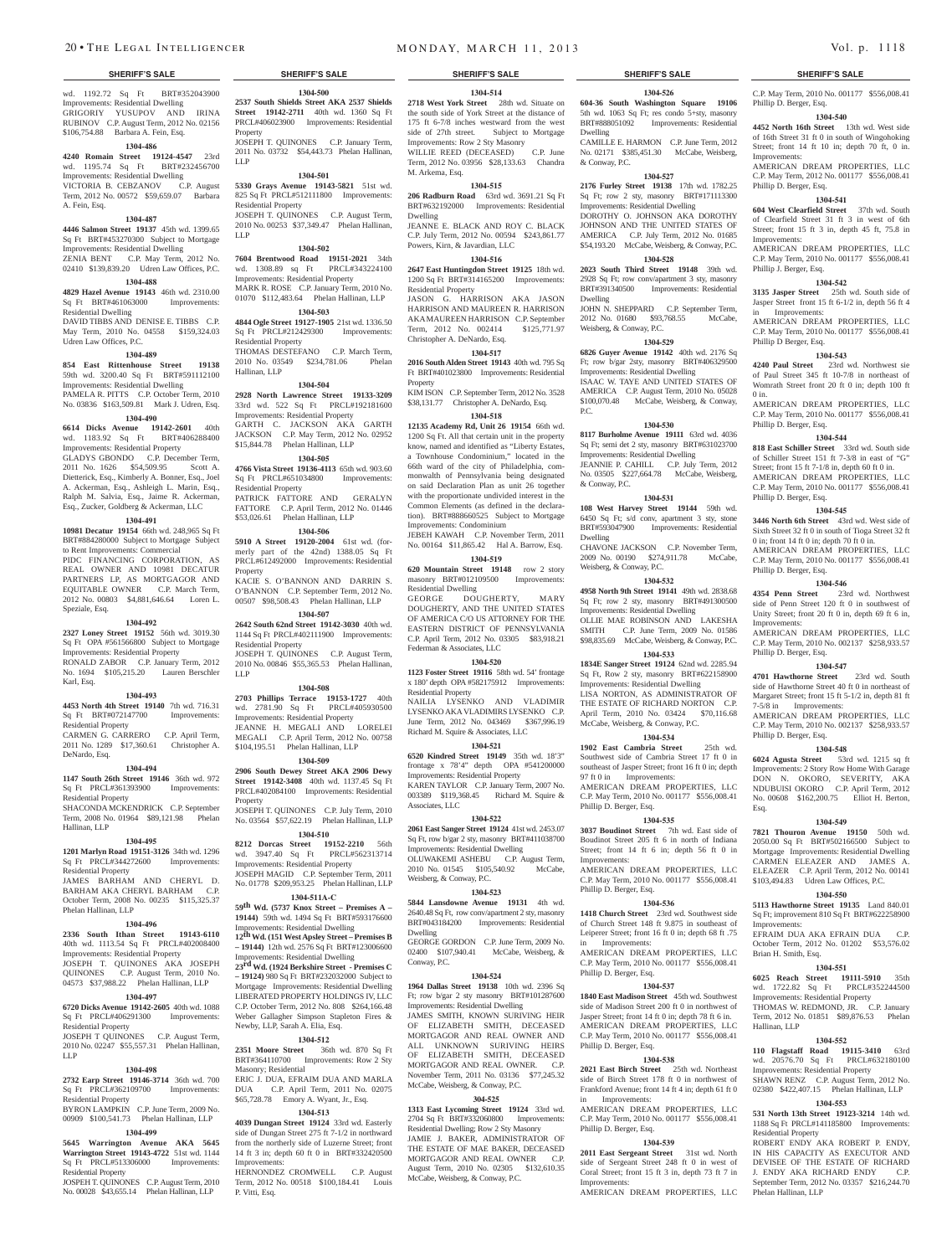## SHERIFF'S SALE

wd. 1192.72 Sq Ft BRT#352043900 Improvements: Residential Dwelling
GRIGORIY YUSUPOV AND IRINA RUBINOV C.P. August Term, 2012 No. 02156 $106,754.88 Barbara A. Fein, Esq.

**1304-486**

**4240 Romain Street 19124-4547** 23rd wd. 1195.74 Sq Ft BRT#232456700 Improvements: Residential Dwelling
VICTORIA B. CEBZANOV C.P. August Term, 2012 No. 00572 $59,659.07 Barbara A. Fein, Esq.

**1304-487**

**4446 Salmon Street 19137** 45th wd. 1399.65 Sq Ft BRT#453270300 Subject to Mortgage Improvements: Residential Dwelling
ZENIA BENT C.P. May Term, 2012 No. 02410 $139,839.20 Udren Law Offices, P.C.

**1304-488**

**4829 Hazel Avenue 19143** 46th wd. 2310.00 Sq Ft BRT#461063000 Improvements: Residential Dwelling
DAVID TIBBS AND DENISE E. TIBBS C.P. May Term, 2010 No. 04558 $159,324.03 Udren Law Offices, P.C.

**1304-489**

**854 East Rittenhouse Street 19138** 59th wd. 3200.40 Sq Ft BRT#591112100 Improvements: Residential Dwelling
PAMELA R. PITTS C.P. October Term, 2010 No. 03836 $163,509.81 Mark J. Udren, Esq.

**1304-490**

**6614 Dicks Avenue 19142-2601** 40th wd. 1183.92 Sq Ft BRT#406288400 Improvements: Residential Property
GLADYS GBONDO C.P. December Term, 2011 No. 1626 $54,509.95 Scott A. Dietterick, Esq., Kimberly A. Bonner, Esq., Joel A. Ackerman, Esq., Ashleigh L. Marin, Esq., Ralph M. Salvia, Esq., Jaime R. Ackerman, Esq., Zucker, Goldberg & Ackerman, LLC

**1304-491**

**10981 Decatur 19154** 66th wd. 248,965 Sq Ft BRT#884280000 Subject to Mortgage Subject to Rent Improvements: Commercial
PIDC FINANCING CORPORATION, AS REAL OWNER AND 10981 DECATUR PARTNERS LP, AS MORTGAGOR AND EQUITABLE OWNER C.P. March Term, 2012 No. 00803 $4,881,646.64 Loren L. Speziale, Esq.

**1304-492**

**2327 Loney Street 19152** 56th wd. 3019.30 Sq Ft OPA #561566800 Subject to Mortgage Improvements: Residential Property
RONALD ZABOR C.P. January Term, 2012 No. 1694 $105,215.20 Lauren Berschler Karl, Esq.

**1304-493**

**4453 North 4th Street 19140** 7th wd. 716.31 Sq Ft BRT#072147700 Improvements: Residential Property
CARMEN G. CARRERO C.P. April Term, 2011 No. 1289 $17,360.61 Christopher A. DeNardo, Esq.

**1304-494**

**1147 South 26th Street 19146** 36th wd. 972 Sq Ft PRCL#361393900 Improvements: Residential Property
SHACONDA MCKENDRICK C.P. September Term, 2008 No. 01964 $89,121.98 Phelan Hallinan, LLP

**1304-495**

**1201 Marlyn Road 19151-3126** 34th wd. 1296 Sq Ft PRCL#344272600 Improvements: Residential Property
JAMES BARHAM AND CHERYL D. BARHAM AKA CHERYL BARHAM C.P. October Term, 2008 No. 00235 $115,325.37 Phelan Hallinan, LLP

**1304-496**

**2336 South Ithan Street 19143-6110** 40th wd. 1113.54 Sq Ft PRCL#402008400 Improvements: Residential Property
JOSEPH T. QUINONES AKA JOSEPH QUINONES C.P. August Term, 2010 No. 04573 $37,988.22 Phelan Hallinan, LLP

**1304-497**

**6720 Dicks Avenue 19142-2605** 40th wd. 1088 Sq Ft PRCL#406291300 Improvements: Residential Property
JOSEPH T QUINONES C.P. August Term, 2010 No. 02247 $55,557.31 Phelan Hallinan, LLP

**1304-498**

**2732 Earp Street 19146-3714** 36th wd. 700 Sq Ft PRCL#362109700 Improvements: Residential Property
BYRON LAMPKIN C.P. June Term, 2009 No. 00909 $100,541.73 Phelan Hallinan, LLP

**1304-499**

**5645 Warrington Avenue AKA 5645 Warrington Street 19143-4722** 51st wd. 1144 Sq Ft PRCL#513306000 Improvements: Residential Property
JOSPEH T. QUINONES C.P. August Term, 2010 No. 00028 $43,655.14 Phelan Hallinan, LLP

**1304-500**

**2537 South Shields Street AKA 2537 Shields Street 19142-2711** 40th wd. 1360 Sq Ft PRCL#406023900 Improvements: Residential Property
JOSEPH T. QUINONES C.P. January Term, 2011 No. 03732 $54,443.73 Phelan Hallinan, LLP

**1304-501**

**5330 Grays Avenue 19143-5821** 51st wd. 825 Sq Ft PRCL#512111800 Improvements: Residential Property
JOSEPH T. QUINONES C.P. August Term, 2010 No. 00253 $37,349.47 Phelan Hallinan, LLP

**1304-502**

**7604 Brentwood Road 19151-2021** 34th wd. 1308.89 sq Ft PRCL#343224100 Improvements: Residential Property
MARK R. ROSE C.P. January Term, 2010 No. 01070 $112,483.64 Phelan Hallinan, LLP

**1304-503**

**4844 Ogle Street 19127-1905** 21st wd. 1336.50 Sq Ft PRCL#212429300 Improvements: Residential Property
THOMAS DESTEFANO C.P. March Term, 2010 No. 03549 $234,781.06 Phelan Hallinan, LLP

**1304-504**

**2928 North Lawrence Street 19133-3209** 33rd wd. 522 Sq Ft PRCL#192181600 Improvements: Residential Property
GARTH C. JACKSON AKA GARTH JACKSON C.P. May Term, 2012 No. 02952 $15,844.78 Phelan Hallinan, LLP

**1304-505**

**4766 Vista Street 19136-4113** 65th wd. 903.60 Sq Ft PRCL#651034800 Improvements: Residential Property
PATRICK FATTORE AND GERALYN FATTORE C.P. April Term, 2012 No. 01446 $53,026.61 Phelan Hallinan, LLP

**1304-506**

**5910 A Street 19120-2004** 61st wd. (formerly part of the 42nd) 1388.05 Sq Ft PRCL#612492000 Improvements: Residential Property
KACIE S. O'BANNON AND DARRIN S. O'BANNON C.P. September Term, 2012 No. 00507 $98,508.43 Phelan Hallinan, LLP

**1304-507**

**2642 South 62nd Street 19142-3030** 40th wd. 1144 Sq Ft PRCL#402111900 Improvements: Residential Property
JOSEPH T. QUINONES C.P. August Term, 2010 No. 00846 $55,365.53 Phelan Hallinan, LLP

**1304-508**

**2703 Phillips Terrace 19153-1727** 40th wd. 2781.90 Sq Ft PRCL#405930500 Improvements: Residential Property
JEANNE H. MEGALI AND LORELEI MEGALI C.P. April Term, 2012 No. 00758 $104,195.51 Phelan Hallinan, LLP

**1304-509**

**2906 South Dewey Street AKA 2906 Dewy Street 19142-3408** 40th wd. 1137.45 Sq Ft PRCL#402084100 Improvements: Residential Property
JOSEPH T. QUINONES C.P. July Term, 2010 No. 03564 $57,622.19 Phelan Hallinan, LLP

**1304-510**

**8212 Dorcas Street 19152-2210** 56th wd. 3947.40 Sq Ft PRCL#562313714 Improvements: Residential Property
JOSEPH MAGID C.P. September Term, 2011 No. 01778 $209,953.25 Phelan Hallinan, LLP

**1304-511A-C**

**59th Wd. (5737 Knox Street – Premises A – 19144)** 59th wd. 1494 Sq Ft BRT#593176600 Improvements: Residential Dwelling
**12th Wd. (151 West Apsley Street – Premises B – 19144)** 12th wd. 2576 Sq Ft BRT#123006600 Improvements: Residential Dwelling
**23rd Wd. (1924 Berkshire Street - Premises C – 19124)** 980 Sq Ft BRT#232032000 Subject to Mortgage Improvements: Residential Dwelling
LIBERATED PROPERTY HOLDINGS IV, LLC C.P. October Term, 2012 No. 808 $264,166.48 Weber Gallagher Simpson Stapleton Fires & Newby, LLP, Sarah A. Elia, Esq.

**1304-512**

**2351 Moore Street** 36th wd. 870 Sq Ft BRT#364110700 Improvements: Row 2 Sty Masonry; Residential
ERIC J. DUA, EFRAIM DUA AND MARLA DUA C.P. April Term, 2011 No. 02075 $65,728.78 Emory A. Wyant, Jr., Esq.

**1304-513**

**4039 Dungan Street 19124** 33rd wd. Easterly side of Dungan Street 275 ft 7-1/2 in northward from the northerly side of Luzerne Street; front 14 ft 3 in; depth 60 ft 0 in BRT#332420500 Improvements:
HERNONDEZ CROMWELL C.P. August Term, 2012 No. 00518 $100,184.41 Louis P. Vitti, Esq.

**1304-514**

**2718 West York Street** 28th wd. Situate on the south side of York Street at the distance of 175 ft 6-7/8 inches westward from the west side of 27th street. Subject to Mortgage Improvements: Row 2 Sty Masonry
WILLIE REED (DECEASED) C.P. June Term, 2012 No. 03956 $28,133.63 Chandra M. Arkema, Esq.

**1304-515**

**206 Radburn Road** 63rd wd. 3691.21 Sq Ft BRT#632192000 Improvements: Residential Dwelling
JEANNE E. BLACK AND ROY C. BLACK C.P. July Term, 2012 No. 00594 $243,861.77 Powers, Kirn, & Javardian, LLC

**1304-516**

**2647 East Huntingdon Street 19125** 18th wd. 1200 Sq Ft BRT#314165200 Improvements: Residential Property
JASON G. HARRISON AKA JASON HARRISON AND MAUREEN R. HARRISON AKA MAUREEN HARRISON C.P. September Term, 2012 No. 002414 $125,771.97 Christopher A. DeNardo, Esq.

**1304-517**

**2016 South Alden Street 19143** 40th wd. 795 Sq Ft BRT#401023800 Improvements: Residential Property
KIM ISON C.P. September Term, 2012 No. 3528 $38,131.77 Christopher A. DeNardo, Esq.

**1304-518**

**12135 Academy Rd, Unit 26 19154** 66th wd. 1200 Sq Ft. All that certain unit in the property know, named and identified as "Liberty Estates, a Townhouse Condominium," located in the 66th ward of the city of Philadelphia, commonwealth of Pennsylvania being designated on said Declaration Plan as unit 26 together with the proportionate undivided interest in the Common Elements (as defined in the declaration). BRT#888660525 Subject to Mortgage Improvements: Condominium
JEBEH KAWAH C.P. November Term, 2011 No. 00164 $11,865.42 Hal A. Barrow, Esq.

**1304-519**

**620 Mountain Street 19148** row 2 story masonry BRT#012109500 Improvements: Residential Dwelling
GEORGE DOUGHERTY, MARY DOUGHERTY, AND THE UNITED STATES OF AMERICA C/O US ATTORNEY FOR THE EASTERN DISTRICT OF PENNSYLVANIA C.P. April Term, 2012 No. 03305 $83,918.21 Federman & Associates, LLC

**1304-520**

**1123 Foster Street 19116** 58th wd. 54' frontage x 180' depth OPA #582175912 Improvements: Residential Property
NAILIA LYSENKO AND VLADIMIR LYSENKO AKA VLADIMIRS LYSENKO C.P. June Term, 2012 No. 043469 $367,996.19 Richard M. Squire & Associates, LLC

**1304-521**

**6520 Kindred Street 19149** 35th wd. 18'3" frontage x 78'4" depth OPA #541200000 Improvements: Residential Property
KAREN TAYLOR C.P. January Term, 2007 No. 003389 $119,368.45 Richard M. Squire & Associates, LLC

**1304-522**

**2061 East Sanger Street 19124** 41st wd. 2453.07 Sq Ft, row b/gar 2 sty, masonry BRT#411038700 Improvements: Residential Dwelling
OLUWAKEMI ASHEBU C.P. August Term, 2010 No. 01545 $105,542.92 McCabe, Weisberg, & Conway, P.C.

**1304-523**

**5844 Lansdowne Avenue 19131** 4th wd. 2640.48 Sq Ft, row conv/apartment 2 sty, masonry BRT#043184200 Improvements: Residential Dwelling
GEORGE GORDON C.P. June Term, 2009 No. 02400 $107,940.41 McCabe, Weisberg, & Conway, P.C.

**1304-524**

**1964 Dallas Street 19138** 10th wd. 2396 Sq Ft; row b/gar 2 sty masonry BRT#101287600 Improvements: Residential Dwelling
JAMES SMITH, KNOWN SURVIVING HEIR OF ELIZABETH SMITH, DECEASED MORTGAGOR AND REAL OWNER AND ALL UNKNOWN SURIVING HEIRS OF ELIZABETH SMITH, DECEASED MORTGAGOR AND REAL OWNER. C.P. November Term, 2011 No. 03136 $77,245.32 McCabe, Weisberg, & Conway, P.C.

**304-525**

**1313 East Lycoming Street 19124** 33rd wd. 2704 Sq Ft BRT#332060800 Improvements: Residential Dwelling; Row 2 Sty Masonry
JAMIE J. BAKER, ADMINISTRATOR OF THE ESTATE OF MAE BAKER, DECEASED MORTGAGOR AND REAL OWNER C.P. August Term, 2010 No. 02305 $132,610.35 McCabe, Weisberg, & Conway, P.C.

**1304-526**

**604-36 South Washington Square 19106** 5th wd. 1063 Sq Ft; res condo 5+sty, masonry BRT#888051092 Improvements: Residential Dwelling
CAMILLE E. HARMON C.P. June Term, 2012 No. 02171 $385,451.30 McCabe, Weisberg, & Conway, P.C.

**1304-527**

**2176 Furley Street 19138** 17th wd. 1782.25 Sq Ft; row 2 sty, masonry BRT#171113300 Improvements: Residential Dwelling
DOROTHY O. JOHNSON AKA DOROTHY JOHNSON AND THE UNITED STATES OF AMERICA C.P. July Term, 2012 No. 01685 $54,193.20 McCabe, Weisberg, & Conway, P.C.

**1304-528**

**2023 South Third Street 19148** 39th wd. 2928 Sq Ft; row conv/apartment 3 sty, masonry BRT#391340500 Improvements: Residential Dwelling
JOHN N. SHEPPARD C.P. September Term, 2012 No. 01680 $93,768.55 McCabe, Weisberg, & Conway, P.C.

**1304-529**

**6826 Guyer Avenue 19142** 40th wd. 2176 Sq Ft; row b/gar 2sty, masonry BRT#406329500 Improvements: Residential Dwelling
ISAAC W. TAYE AND UNITED STATES OF AMERICA C.P. August Term, 2010 No. 05028 $100,070.48 McCabe, Weisberg, & Conway, P.C.

**1304-530**

**8117 Burholme Avenue 19111** 63rd wd. 4036 Sq Ft; semi det 2 sty, masonry BRT#631023700 Improvements: Residential Dwelling
JEANNIE P. CAHILL C.P. July Term, 2012 No. 03505 $227,664.78 McCabe, Weisberg, & Conway, P.C.

**1304-531**

**108 West Harvey Street 19144** 59th wd. 6450 Sq Ft; s/d conv, apartment 3 sty, stone BRT#593047900 Improvements: Residential Dwelling
CHAVONE JACKSON C.P. November Term, 2009 No. 00190 $274,911.78 McCabe, Weisberg, & Conway, P.C.

**1304-532**

**4958 North 9th Street 19141** 49th wd. 2838.68 Sq Ft; row 2 sty, masonry BRT#491300500 Improvements: Residential Dwelling
OLLIE MAE ROBINSON AND LAKESHA SMITH C.P. June Term, 2009 No. 01586 $98,835.69 McCabe, Weisberg, & Conway, P.C.

**1304-533**

**1834E Sanger Street 19124** 62nd wd. 2285.94 Sq Ft, Row 2 sty, masonry BRT#622158900 Improvements: Residential Dwelling
LISA NORTON, AS ADMINISTRATOR OF THE ESTATE OF RICHARD NORTON C.P. April Term, 2010 No. 03424 $70,116.68 McCabe, Weisberg, & Conway, P.C.

**1304-534**

**1902 East Cambria Street** 25th wd. Southwest side of Cambria Street 17 ft 0 in southeast of Jasper Street; front 16 ft 0 in; depth 97 ft 0 in Improvements:
AMERICAN DREAM PROPERTIES, LLC C.P. May Term, 2010 No. 001177 $556,008.41 Phillip D. Berger, Esq.

**1304-535**

**3037 Boudinot Street** 7th wd. East side of Boudinot Street 205 ft 6 in north of Indiana Street; front 14 ft 6 in; depth 56 ft 0 in Improvements:
AMERICAN DREAM PROPERTIES, LLC C.P. May Term, 2010 No. 001177 $556,008.41 Phillip D. Berger, Esq.

**1304-536**

**1418 Church Street** 23rd wd. Southwest side of Church Street 148 ft 9.875 in southeast of Leiperer Street; front 16 ft 0 in; depth 68 ft .75 in Improvements:
AMERICAN DREAM PROPERTIES, LLC C.P. May Term, 2010 No. 001177 $556,008.41 Phillip D. Berger, Esq.

**1304-537**

**1840 East Madison Street** 45th wd. Southwest side of Madison Street 200 ft 0 in northwest of Jasper Street; front 14 ft 0 in; depth 78 ft 6 in.
AMERICAN DREAM PROPERTIES, LLC C.P. May Term, 2010 No. 001177 $556,008.41 Phillip D. Berger, Esq.

**1304-538**

**2021 East Birch Street** 25th wd. Northeast side of Birch Street 178 ft 0 in northwest of of Frankford Avenue; front 14 ft 4 in; depth 61 ft 0 in Improvements:
AMERICAN DREAM PROPERTIES, LLC C.P. May Term, 2010 No. 001177 $556,008.41 Phillip D. Berger, Esq.

**1304-539**

**2011 East Sergeant Street** 31st wd. North side of Sergeant Street 248 ft 0 in west of Coral Street; front 15 ft 3 in, depth 73 ft 7 in Improvements:
AMERICAN DREAM PROPERTIES, LLC C.P. May Term, 2010 No. 001177 $556,008.41 Phillip D. Berger, Esq.

**1304-540**

**4452 North 16th Street** 13th wd. West side of 16th Street 31 ft 0 in south of Wingohoking Street; front 14 ft 10 in; depth 70 ft, 0 in. Improvements:
AMERICAN DREAM PROPERTIES, LLC C.P. May Term, 2012 No. 001177 $556,008.41 Phillip D. Berger, Esq.

**1304-541**

**604 West Clearfield Street** 37th wd. South of Clearfield Street 31 ft 3 in west of 6th Street; front 15 ft 3 in, depth 45 ft, 75.8 in Improvements:
AMERICAN DREAM PROPERTIES, LLC C.P. May Term, 2010 No. 001177 $556,008.41 Phillip J. Berger, Esq.

**1304-542**

**3135 Jasper Street** 25th wd. South side of Jasper Street from 15 ft 6-1/2 in, depth 56 ft 4 in Improvements:
AMERICAN DREAM PROPERTIES, LLC C.P. May Term, 2010 No. 001177 $556,008.41 Phillip D Berger, Esq.

**1304-543**

**4240 Paul Street** 23rd wd. Northwest sie of Paul Street 345 ft 10-7/8 in northeast of Womrath Street front 20 ft 0 in; depth 100 ft 0 in.
AMERICAN DREAM PROPERTIES, LLC C.P. May Term, 2010 No. 001177 $556,008.41 Phillip D. Berger, Esq.

**1304-544**

**818 East Schiller Street** 33rd wd. South side of Schiller Street 151 ft 7-3/8 in east of "G" Street; front 15 ft 7-1/8 in, depth 60 ft 0 in.
AMERICAN DREAM PROPERTIES, LLC C.P. May Term, 2010 No. 001177 $556,008.41 Phillip D. Berger, Esq.

**1304-545**

**3446 North 6th Street** 43rd wd. West side of Sixth Street 32 ft 0 in south of Tioga Street 32 ft 0 in; front 14 ft 0 in; depth 70 ft 0 in.
AMERICAN DREAM PROPERTIES, LLC C.P. May Term, 2010 No. 001177 $556,008.41 Phillip D. Berger, Esq.

**1304-546**

**4354 Penn Street** 23rd wd. Northwest side of Penn Street 120 ft 0 in southwest of Unity Street; front 20 ft 0 in, depth 69 ft 6 in, Improvements:
AMERICAN DREAM PROPERTIES, LLC C.P. May Term, 2010 No. 002137 $258,933.57 Phillip D. Berger, Esq.

**1304-547**

**4701 Hawthorne Street** 23rd wd. South side of Hawthorne Street 40 ft 0 in northeast of Margaret Street; front 15 ft 5-1/2 in, depth 81 ft 7-5/8 in Improvements:
AMERICAN DREAM PROPERTIES, LLC C.P. May Term, 2010 No. 002137 $258,933.57 Phillip D. Berger, Esq.

**1304-548**

**6024 Agusta Street** 53rd wd. 1215 sq ft Improvements: 2 Story Row Home With Garage
DON N. OKORO, SEVERITY, AKA NDUBUISI OKORO C.P. April Term, 2012 No. 00608 $162,200.75 Elliot H. Berton, Esq.

**1304-549**

**7821 Thouron Avenue 19150** 50th wd. 2050.00 Sq Ft BRT#502166500 Subject to Mortgage Improvements: Residential Dwelling
CARMEN ELEAZER AND JAMES A. ELEAZER C.P. April Term, 2012 No. 00141 $103,494.83 Udren Law Offices, P.C.

**1304-550**

**5113 Hawthorne Street 19135** Land 840.01 Sq Ft; improvement 810 Sq Ft BRT#622258900 Improvements:
EFRAIM DUA AKA EFRAIN DUA C.P. October Term, 2012 No. 01202 $53,576.02 Brian H. Smith, Esq.

**1304-551**

**6025 Reach Street 19111-5910** 35th wd. 1722.82 Sq Ft PRCL#352244500 Improvements: Residential Property
THOMAS W. REDMOND, JR. C.P. January Term, 2012 No. 01851 $89,876.53 Phelan Hallinan, LLP

**1304-552**

**110 Flagstaff Road 19115-3410** 63rd wd. 20576.70 Sq Ft PRCL#632180100 Improvements: Residential Property
SHAWN RENZ C.P. August Term, 2012 No. 02380 $422,407.15 Phelan Hallinan, LLP

**1304-553**

**531 North 13th Street 19123-3214** 14th wd. 1188 Sq Ft PRCL#141185800 Improvements: Residential Property
ROBERT ENDY AKA ROBERT P. ENDY, IN HIS CAPACITY AS EXECUTOR AND DEVISEE OF THE ESTATE OF RICHARD J. ENDY AKA RICHARD ENDY C.P. September Term, 2012 No. 03357 $216,244.70 Phelan Hallinan, LLP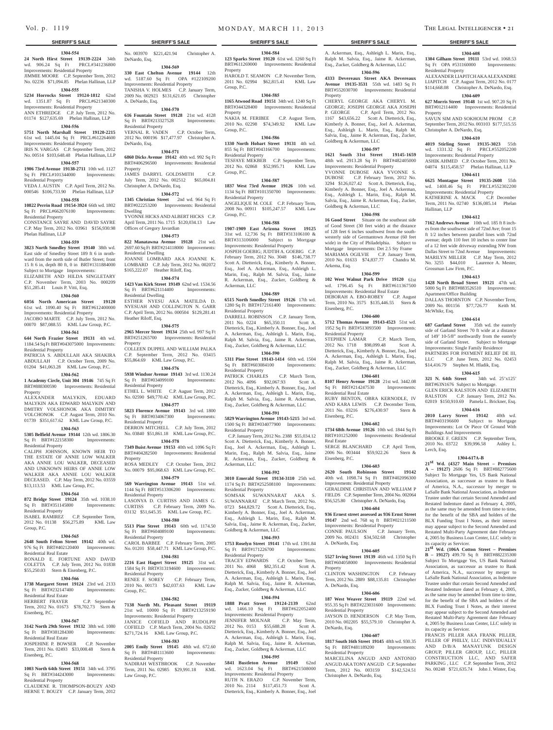**1304-554**

**24 North Hirst Street 19139-2224** 34th wd. 906.24 Sq Ft PRCL#341236800 Improvements: Residential Property
JIMMIE MOORE C.P. September Term, 2012 No. 02236 $71,094.85 Phelan Hallinan, LLP

**1304-555**

**5234 Horrocks Street 19124-1812** 62nd wd. 1351.87 Sq Ft PRCL#621340300 Improvements: Residential Property
ANN ETHREDGE C.P. July Term, 2012 No. 01174 $127,635.69 Phelan Hallinan, LLP

**1304-556**

**5751 North Marshall Street 19120-2215** 61st wd. 1445.04 Sq Ft PRCL#612264600 Improvements: Residential Property
IRIS N. VARGAS C.P. September Term, 2012 No. 00514 $103,648.48 Phelan Hallinan, LLP

**1304-557**

**1906 73rd Avenue 19138-2711** 10th wd. 1127 Sq Ft PRCL#101344000 Improvements: Residential Property
VEDA J. AUSTIN C.P. April Term, 2012 No. 000546 $106,733.90 Phelan Hallinan, LLP

**1304-558**

**10822 Perrin Road 19154-3924** 66th wd. 1802 Sq Ft PRCL#662076100 Improvements: Residential Property
CONSTANCE SAYRE AND DAVID SAYRE C.P. May Term, 2012 No. 03961 $156,930.98 Phelan Hallinan, LLP

**1304-559**

**3823 North Smedley Street 19140** 38th wd. East side of Smedley Street 189 ft 6 in nrothward from the north side of Butler Street; front 15 ft 6 in, depth 80 ft, 0 in BRT#1311884000 Subject to Mortgage Improvements:
ELIZABETH AND HILDA SINGLETARY C.P. November Term, 2003 No. 000209 $51,285.41 Louis P. Vitti, Esq.

**1304-560**

**6056 North American Street 19120** 61st wd. 1090.40 Sq Ft BRT#612400000 Improvements: Residential Property
JACOBO MARTE C.P. July Term, 2012 No. 00070 $87,088.55 KML Law Group, P.C.

**1304-561**

**644 North Frazier Street 19131** 4th wd. 1184.54 Sq Ft BRT#043075000 Improvements: Residential Property
PATRICIA S. ABDULLAH AKA SHAKIRA ABDULLAH C.P. October Term, 2009 No. 01204 $41,063.28 KML Law Group, P.C.

**1304-562**

**1 Academy Circle, Unit 304 19146** 745 Sq Ft BRT#888300590 Improvements: Residential Property
ALEXANDER MALYKIN, EDUARD MALYKIN AKA EDWARD MALYKIN AND DMITRY VOLSHONOK AKA DIMITRY VOLCHONOK C.P. August Term, 2010 No. 01739 $351,617.62 KML Law Group, P.C.

**1304-563**

**5305 Belfield Avenue 19144** 12th wd. 1806.30 Sq Ft BRT#122158300 Improvements: Residential Property
CALIPH JOHNSON, KNOWN HEIR TO THE ESTATE OF ANNIE LOW WALKER AKA ANNIE LOU WALKER, DECEASED AND UNKNOWN HEIRS OF ANNIE LOW WALKER AKA ANNIE LOU WALKER DECEASED. C.P. May Term, 2012 No. 03559 $13,113.53 KML Law Group, P.C.

**1304-564**

**872 Bridge Street 19124** 35th wd. 1038.10 Sq Ft BRT#351145800 Improvements: Residential Property
ISABEL RAMIREZ C.P. September Term, 2012 No. 01138 $56,275.89 KML Law Group, P.C.

**1304-565**

**2648 South Felton Street 19142** 40th wd. 976 Sq Ft BRT#402120400 Improvements: Residential Real Estate
RONALD E. FORTUNE AND DAVID COLETTA C.P. July Term, 2012 No. 01838 $55,250.03 Stern & Eisenberg, P.C.

**1304-566**

**1738 Margaret Street 19124** 23rd wd. 2133 Sq Ft BRT#232147400 Improvements: Residential Real Estate
HERBERT FRAYER C.P. September Term, 2012 No. 01673 $78,702.73 Stern & Eisenberg, P.C.

**1304-567**

**3142 North 29th Street 19132** 38th wd. 1080 Sq Ft BRT#381284300 Improvements: Residential Real Estate
JOSEPHINE P. BOWSER C.P. November Term, 2011 No. 02493 $33,008.48 Stern & Eisenberg, P.C.

**1304-568**

**1003 North 64th Street 19151** 34th wd. 3795 Sq Ft BRT#344243000 Improvements: Residential Property
CLAUDENE R. THOMPSON-BOUZY AND HERNE T. BOUZY C.P. January Term, 2012 No. 003970 $221,421.94 Christopher A. DeNardo, Esq.

**1304-569**

**330 East Chelton Avenue 19144** 12th wd. 5187.60 Sq Ft OPA #122109200 Improvements: Residential Property
TANISHA V. HOLMES C.P. January Term, 2009 No. 002923 $131,621.05 Christopher A. DeNardo, Esq.

**1304-570**

**616 Fountain Street 19128** 21st wd. 4128 Sq Ft BRT#213327528 Improvements: Residential Property
VERNAL R. VADEN C.P. October Term, 2012 No. 000196 $17,477.97 Christopher A. DeNardo, Esq.

**1304-571**

**6860 Dicks Avenue 19142** 40th wd. 992 Sq Ft BRT#406296500 Improvements: Residential Property
JAMES DARRYL GOLDSMITH C.P. July Term, 2012 No. 002512 $65,004.81 Christopher A. DeNardo, Esq.

**1304-572**

**1345 Christian Street** 2nd wd. 964 Sq Ft BRT#022253200 Improvements: Residential Dwelling
YVONNE HICKS AND ALBERT HICKS C.P. April Term, 2011 No. 1715 $120,034.13 Law Offices of Gregory Javardian

**1304-573**

**822 Manatawna Avenue 19128** 21st wd. 2697.60 Sq Ft BRT#214118000 Improvements: Residential Dwelling
JOANNE LOMBARD AKA JOANNE K. LOMBARD C.P. July Term, 2012 No. 002072 $165,222.07 Heather Riloff, Esq.

**1304-574**

**1423 Van Kirk Street 19149** 62nd wd. 1534.56 Sq Ft BRT#621114400 Improvements: Residential Dwelling
ESTHER NYESU AKA MATILDA D. NYESUAH AND COLLINGTON N. GARR C.P. April Term, 2012 No. 000504 $129,281.41 Heather Riloff, Esq.

**1304-575**

**2965 Mercer Street 19134** 25th wd. 997 Sq Ft BRT#251265700 Improvements: Residential Property
COLLEEN DUPPEL AND WILLIAM PALKA C.P. September Term, 2012 No. 03415 $55,864.69 KML Law Group, P.C.

**1304-576**

**5938 Windsor Avenue 19143** 3rd wd. 1130.24 Sq Ft BRT#034099100 Improvements: Residential Property
ETHEL L. WHITE C.P. August Term, 2012 No. 02590 $49,770.42 KML Law Group, P.C.

**1304-577**

**5823 Florence Avenue 19143** 3rd wd. 1800 Sq Ft BRT#034067300 Improvements: Residential Property
DERRON MITCHELL C.P. July Term, 2012 No. 03840 $51,861.18 KML Law Group, P.C.

**1304-578**

**7349 Buist Avenue 19153** 40th wd. 1096 Sq Ft BRT#404282500 Improvements: Residential Property
ROSA MEDLEY C.P. October Term, 2012 No. 00079 $95,068.63 KML Law Group, P.C.

**1304-579**

**569 Warrington Avenue 19143** 51st wd. 1144 Sq Ft BRT#513306200 Improvements: Residential Property
LASONYA D. CURTISS AND JAMES G. CURTISS C.P. February Term, 2009 No. 03132 $51,645.35 KML Law Group, P.C.

**1304-580**

**5513 Pine Street 19143** 60th wd. 1174.50 Sq Ft BRT#604089100 Improvements: Residential Property
CAROL BARBEE C.P. February Term, 2005 No. 01201 $58,447.71 KML Law Group, P.C.

**1304-581**

**2216 East Hagert Street 19125** 31st wd. 1584 Sq Ft BRT#313194600 Improvements: Residential Property
RENEE F. SOREY C.P. February Term, 2010 No. 00173 $42,037.63 KML Law Group, P.C.

**1304-582**

**7138 North Mt. Pleasant Street 19119** 21st wd. 10000 Sq Ft BRT#213259190 Improvements: Residential Property
JANICE COFIELD AND RUDOLPH COFIELD C.P. March Term, 2004 No. 02652 $271,724.16 KML Law Group, P.C.

**1304-583**

**2005 Emily Street 19145** 48th wd. 672.60 Sq Ft BRT#481113600 Improvements: Residential Property
NADIRAH WESTBROOK C.P. November Term, 2011 No. 02985 $29,991.18 KML Law Group, P.C.

**1304-584**

**123 Sparks Street 19120** 61st wd. 1260 Sq Ft BRT#611269000 Improvements: Residential Property
HAROLD T. SEAMON C.P. November Term, 2011 No. 02994 $62,815.41 KML Law Group, P.C.

**1304-585**

**1165 Atwood Road 19151** 34th wd. 1240 Sq Ft BRT#344328400 Improvements: Residential Property
NAKIA M. FERIBEE C.P. August Term, 2010 No. 02298 $74,349.92 KML Law Group, P.C.

**1304-586**

**1330 North Hobart Street 19131** 4th wd. 855 Sq Ft BRT#043166700 Improvements: Residential Property
TESFAYE MEKBEB C.P. September Term, 2012 No. 02868 $52,995.71 KML Law Group, P.C.

**1304-587**

**1837 West 73rd Avenue 19126** 10th wd. 1134 Sq Ft BRT#101350700 Improvements: Residential Property
ANGELIQUE M. COLE C.P. February Term, 2008 No. 00911 $105,247.57 KML Law Group, P.C.

**1304-588**

**1907-1909 East Arizona Street 19125** 31st wd. 12,736 Sq Ft BRT#313106100 & BRT#313106000 Subject to Mortgage Improvements: Residential Property
JOSPEH GOEBIG; JUDTIH A. GOEBIG C.P. February Term, 2012 No. 3048 $146,738.77 Scott A. Dietterick, Esq., Kimberly A. Bonner, Esq., Joel A. Ackerman, Esq., Ashleigh L. Marin, Esq., Ralph M. Salvia, Esq., Jaime R. Ackerman, Esq., Zucker, Goldberg & Ackerman, LLC

**1304-589**

**6515 North Smedley Street 19126** 17th wd. 1280 Sq Ft BRT#172161400 Improvements: Residential Property
DARRELL ROBINSON C.P. January Term, 2011 No. 0224 $65,350.11 Scott A. Dietterick, Esq., Kimberly A. Bonner, Esq., Joel A. Ackerman, Esq., Ashleigh L. Marin, Esq., Ralph M. Salvia, Esq., Jaime R. Ackerman, Esq., Zucker, Goldberg & Ackerman, LLC

**1304-590**

**5311 Pine Street 19143-1414** 60th wd. 1504 Sq Ft BRT#603084100 Improvements: Residential Property
PATRICK CHARLES C.P. March Term, 2012 No. 4096 $92,067.93 Scott A. Dietterick, Esq., Kimberly A. Bonner, Esq., Joel A. Ackerman, Esq., Ashleigh L. Marin, Esq., Ralph M. Salvia, Esq., Jaime R. Ackerman, Esq., Zucker, Goldberg & Ackerman, LLC

**1304-591**

**5829 Warrington Avenue 19143-5215** 3rd wd. 1500 Sq Ft BRT#034077900 Improvements: Residential Property
C.P. January Term, 2012 No. 2388 $55,034.12 Scott A. Dietterick, Esq., Kimberly A. Bonner, Esq., Joel A. Ackerman, Esq., Ashleigh L. Marin, Esq., Ralph M. Salvia, Esq., Jaime R. Ackerman, Esq., Zucker, Goldberg & Ackerman, LLC

**1304-592**

**3010 Emerald Street 19134-3110** 25th wd. 1174 Sq Ft BRT#252508100 Improvements: Residential Property
SOMSAK SUWANNARAT AKA S. SUWANNARAT C.P. March Term, 2012 No. 0723 $44,829.72 Scott A. Dietterick, Esq., Kimberly A. Bonner, Esq., Joel A. Ackerman, Esq., Ashleigh L. Marin, Esq., Ralph M. Salvia, Esq., Jaime R. Ackerman, Esq., Zucker, Goldberg & Ackerman, LLC

**1304-593**

**1753 Roselyn Street 19141** 17th wd. 1391.84 Sq Ft BRT#171226700 Improvements: Residential Property
TRACEY EDWARDS C.P. October Term, 2011 No. 4068 $82,351.42 Scott A. Dietterick, Esq., Kimberly A. Bonner, Esq., Joel A. Ackerman, Esq., Ashleigh L. Marin, Esq., Ralph M. Salvia, Esq., Jaime R. Ackerman, Esq., Zucker, Goldberg & Ackerman, LLC

**1304-594**

**1888 Pratt Street 19124-2139** 62nd wd. 1466.10 Sq Ft BRT#622052400 Improvements: Residential Property
JENNIFER MOLNAR C.P. May Term, 2012 No. 0153 $55,688.28 Scott A. Dietterick, Esq., Kimberly A. Bonner, Esq., Joel A. Ackerman, Esq., Ashleigh L. Marin, Esq., Ralph M. Salvia, Esq., Jaime R. Ackerman, Esq., Zucker, Goldberg & Ackerman, LLC

**1304-595**

**5841 Bustleton Avenue 19149** 62nd wd. 1623.04 Sq Ft BRT#621508000 Improvements: Residential Property
RUTH N. ERAZO C.P. November Term, 2010 No. 2114 $117,451.73 Scott A. Dietterick, Esq., Kimberly A. Bonner, Esq., Joel A. Ackerman, Esq., Ashleigh L. Marin, Esq., Ralph M. Salvia, Esq., Jaime R. Ackerman, Esq., Zucker, Goldberg & Ackerman, LLC

**1304-596**

**4333 Devereaux Street AKA Devereaux Avenue 19135-3531** 55th wd. 1483 Sq Ft BRT#552030700 Improvements: Residential Property
CHERYL GEORGE AKA CHERYL M. GEORGE; JOSEPH GEORGE AKA JOSEPH P. GEORGE C.P. April Term, 2012 No. 1167 $43,656.22 Scott A. Dietterick, Esq., Kimberly A. Bonner, Esq., Joel A. Ackerman, Esq., Ashleigh L. Marin, Esq., Ralph M. Salvia, Esq., Jaime R. Ackerman, Esq., Zucker, Goldberg & Ackerman, LLC

**1304-597**

**1621 South 31st Street 19145-1659** 48th wd. 2913.28 Sq Ft BRT#482405000 Improvements: Residential Property
YVONNE DUBOSE AKA YVONNE S. DUBOSE C.P. February Term, 2012 No. 3294 $126,027.42 Scott A. Dietterick, Esq., Kimberly A. Bonner, Esq., Joel A. Ackerman, Esq., Ashleigh L. Marin, Esq., Ralph M. Salvia, Esq., Jaime R. Ackerman, Esq., Zucker, Goldberg & Ackerman, LLC

**1304-598**

**16 Good Street** Situate on the southeast side of Good Street (30 feet wide) at the distance of 128 feet 6 inches southwest from the southwesterly side of Germantown Avenue (60 feet wide) in the City of Philadelphia. Subject to Mortgage Improvements: Det 2.5 Sty Frame
MARIAMA OGILVIE C.P. January Term, 2010 No. 01633 $74,837.77 Chandra M. Arkema, Esq.

**1304-599**

**102 West Walnut Park Drive 19120** 61st wd. 1796.45 Sq Ft BRT#611367500 Improvements: Residential Real Estate
DEBORAH A. EBO-ROBEY C.P. August Term, 2010 No. 3575 $135,446.55 Stern & Eisenberg, P.C.

**1304-600**

**5712 Thomas Avenue 19143-4523** 51st wd. 1952 Sq Ft BRT#513093500 Improvements: Residential Property
STEPHEN LAMAR C.P. March Term, 2012 No. 1718 $98,099.48 Scott A. Dietterick, Esq., Kimberly A. Bonner, Esq., Joel A. Ackerman, Esq., Ashleigh L. Marin, Esq., Ralph M. Salvia, Esq., Jaime R. Ackerman, Esq., Zucker, Goldberg & Ackerman, LLC

**1304-601**

**8107 Henry Avenue 19128** 21st wd. 3442.08 Sq Ft BRT#214247530 Improvements: Residential Real Estate
RUBY BENTON, OBRA KERNODLE, IV AND KARA LEWIS C.P. December Term, 2011 No. 03216 $276,430.97 Stern & Eisenberg, P.C.

**1304-602**

**1734 68th Avenue 19126** 10th wd. 1844 Sq Ft BRT#101252000 Improvements: Residential Real Estate
SERGE BLANCHARD C.P. April Term, 2006 No. 003444 $59,922.26 Stern & Eisenberg, P.C.

**1304-603**

**2620 South Robinson Street 19142** 40th wd. 1098.74 Sq Ft BRT#402096300 Improvements: Residential Property
GERALDINE CHRISTIAN AND WILLIAM P FIELDS C.P. September Term, 2004 No. 002064 $56,525.80 Christopher A. DeNardo, Esq.

**1304-604**

**936 Ernest street assessed as 936 Ernst Street 19147** 2nd wd. 768 sq ft BRT#021211500 Improvements: Residential Property
CONNIE PAULSON C.P. January Term, 2009 No. 002431 $34,502.68 Christopher A. DeNardo, Esq.

**1304-605**

**5527 Irving Street 19139** 46th wd. 1350 Sq Ft BRT#604058000 Improvements: Residential Property
CLINTON WASHINGTON C.P. February Term, 2012 No. 2889 $88,135.81 Christopher A. DeNardo, Esq.

**1304-606**

**187 West Weaver Street 19119** 22nd wd. 955.35 Sq Ft BRT#223031600 Improvements: Residential Property
JAYSON D. HENDERSON C.P. May Term, 2010 No. 002205 $55,579.10 Christopher A. DeNardo, Esq.

**1304-607**

**1817 South 16th Street 19145** 48th wd. 930.35 Sq Ft BRT#481189200 Improvements: Residential Property
MARCELINA ANGUD AND ANTONIO ANGUD AKA TONY ANGUD C.P. September Term, 2012 No. 003159 $142,524.51 Christopher A. DeNardo, Esq.

**1304-608**

**1304 Gilham Street 19111** 53rd wd. 1068.53 Sq Ft OPA #531160000 Improvements: Residential Property
ALEXANDER LIAPITCH AKA ALEXANDRE LIAPITCH C.P. August Term, 2012 No. 0177 $114,668.08 Christopher A. DeNardo, Esq.

**1304-609**

**627 Morris Street 19148** 1st wd. 907.20 Sq Ft BRT#012114400 Improvements: Residential Property
SAVUN SIM AND SOKHOUM PROM C.P. September Term, 2012 No. 003103 $177,515.55 Christopher A. DeNardo, Esq.

**1304-610**

**4019 Stirling Street 19135-3023** 55th wd. 1331.32 Sq Ft PRCL#552052200 Improvements: Residential Property
ASHIK AHMED C.P. October Term, 2011 No. 04074 $115,458.57 Phelan Hallinan, LLP

**1304-611**

**6625 Montague Street 19135-2608** 55th wd. 1408.46 Sq Ft PRCL#552302200 Improvements: Residential Property
KATHERINE A. MACK C.P. December Term, 2011 No. 02740 $136,085.14 Phelan Hallinan, LLP

**1304-612**

**7162 Andrews Avenue** 10th wd. 185 ft 8 inches from the southwest side of 72nd Ave; front 15 ft 1/2 inches between parallel lines with 72nd avenue; depth 110 feet 10 inches to center line of a 12 feet wide driveway extending NW from Dallas Street to 72nd Avenue Improvements:
MARILYN MILLER C.P. May Term, 2012 No. 3255 $44,010 Laurence A. Mester, Grossman Law Firm, P.C.

**1304-613**

**1428 North Broad Street 19121** 47th wd. 5000 Sq Ft BRT#883526510 Improvements: Apartment/Office Building
DALLAS THORNTON C.P. November Term, 2009 No. 001156 $77,726.77 Keith M. McWhikr, Esq.

**1304-614**

**687 Garland Street** 35th wd. the easterly side of Garland Street 70 ft wide at a distance of 149' 10-5/8" northwardly from the easterly side of Garland Street. Subject to Mortgage Improvements: Single Family Residence
PARTNERS FOR PAYMENT RELIEF DE III, LLC C.P. June Term, 2012 No. 02453 $14,416.79 Stephen M. Hladik, Esq.

**1304-615**

**321 N. 64th Street** 34th wd. 25'x125' BRT#63N1676 Subject to Mortgage.
GLEN ERICK RALSTON AND ELIZABETH RALSTON C.P. January Term, 2012 No. 02019 $150,910.69 Pamela L. Brickner, Esq.

**1304-616**

**2010 Larry Street 19142** 40th wd. BRT#403196600 Subject to Mortgage Improvements: Lot Or Piece Of Ground With Buildings And Improvements
BROOKE F. GREEN C.P. September Term, 2010 No. 03722 $39,996.58 Ashley L. Lerch, Esq.

**1304-617A-B**

**21st Wd. (4327 Main Street – Premises A – 19127)** 2606 Sq Ft BRT#882775600 Subject To Mortgage Yes, US Bank National Association, as successor as trustee to Bank of America, N.A., successor by merger to LaSalle Bank National Association, as Indenture Trustee under that certain Second Amended and Restated Indenture dated as February 4, 2005, as the same may be amended from time to time, for the benefit of the SBA and holders of the BLX Funding Trust I Notes, as their interest may appear subject to the Second Amended and Restated Multi-Party Agreement date February 4, 2005 by Business Loan Center, LLC solely in its capacity as Servicer.

**21st Wd. (106A Cotton Street – Premises B – 19127)** 499.70 Sq Ft BRT#882235300 Subject To Mortgage Yes, US Bank National Association, as successor as trustee to Bank of America, N.A., successor by merger to LaSalle Bank National Association, as Indenture Trustee under that certain Second Amended and Restated Indenture dated as February 4, 2005, as the same may be amended from time to time, for the benefit of the SBA and holders of the BLX Funding Trust I Notes, as their interest may appear subject to the Second Amended and Restated Multi-Party Agreement date February 4, 2005 by Business Loan Center, LLC solely in its capacity as Servicer.

FRANCIS PILLER AKA FRANK PILLER, PILLER OF PHILLY, LLC INDIVIDUALLY AND D/B/A MANAYUNK DESIGN GROUP, PILLER GROUP, LLC, PILLER CONSTRUCTION LLC, AND SAFER PARKING , LLC C.P. September Term, 2012 No. 00248 $721,635.74 John J. Winter, Esq.